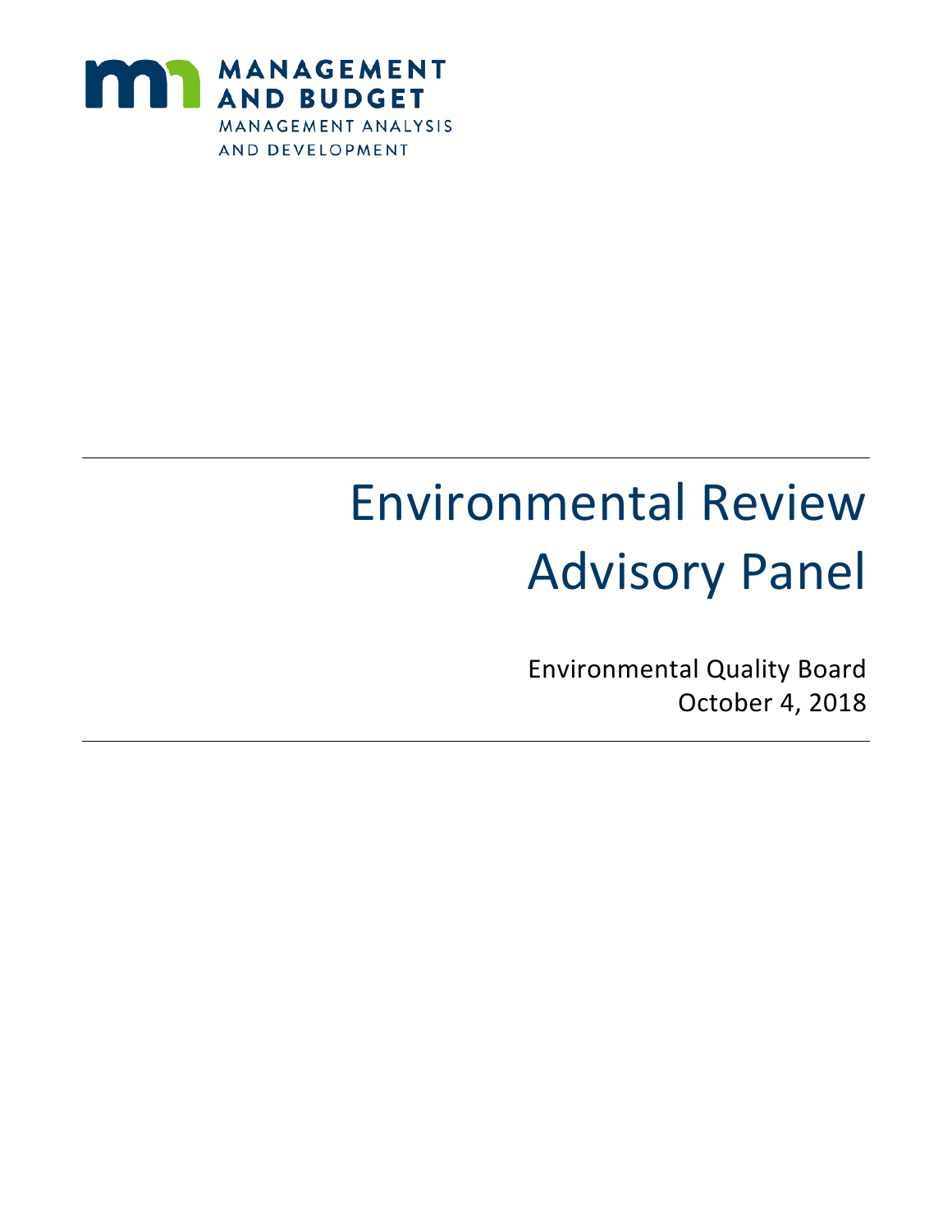MANAGEMENT AND BUDGET

MANAGEMENT ANALYSIS AND DEVELOPMENT

# Environmental Review Advisory Panel

Environmental Quality Board

October 4, 2018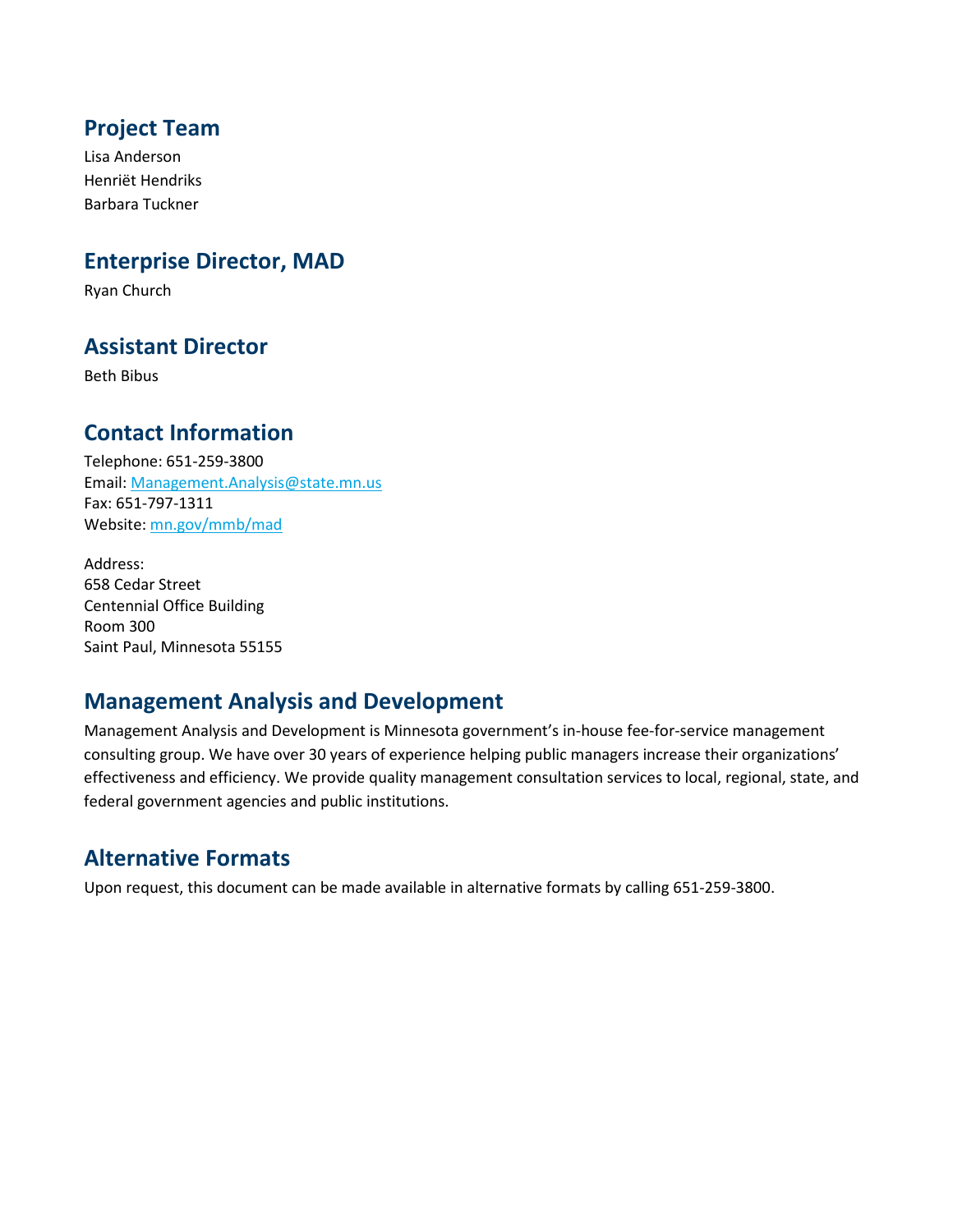## Project Team

Lisa Anderson
Henriët Hendriks
Barbara Tuckner

## Enterprise Director, MAD

Ryan Church

## Assistant Director

Beth Bibus

## Contact Information

Telephone: 651-259-3800
Email: [Management.Analysis@state.mn.us](mailto:Management.Analysis@state.mn.us)
Fax: 651-797-1311
Website: [mn.gov/mmb/mad](mn.gov/mmb/mad)

Address:
658 Cedar Street
Centennial Office Building
Room 300
Saint Paul, Minnesota 55155

## Management Analysis and Development

Management Analysis and Development is Minnesota government's in-house fee-for-service management consulting group. We have over 30 years of experience helping public managers increase their organizations' effectiveness and efficiency. We provide quality management consultation services to local, regional, state, and federal government agencies and public institutions.

## Alternative Formats

Upon request, this document can be made available in alternative formats by calling 651-259-3800.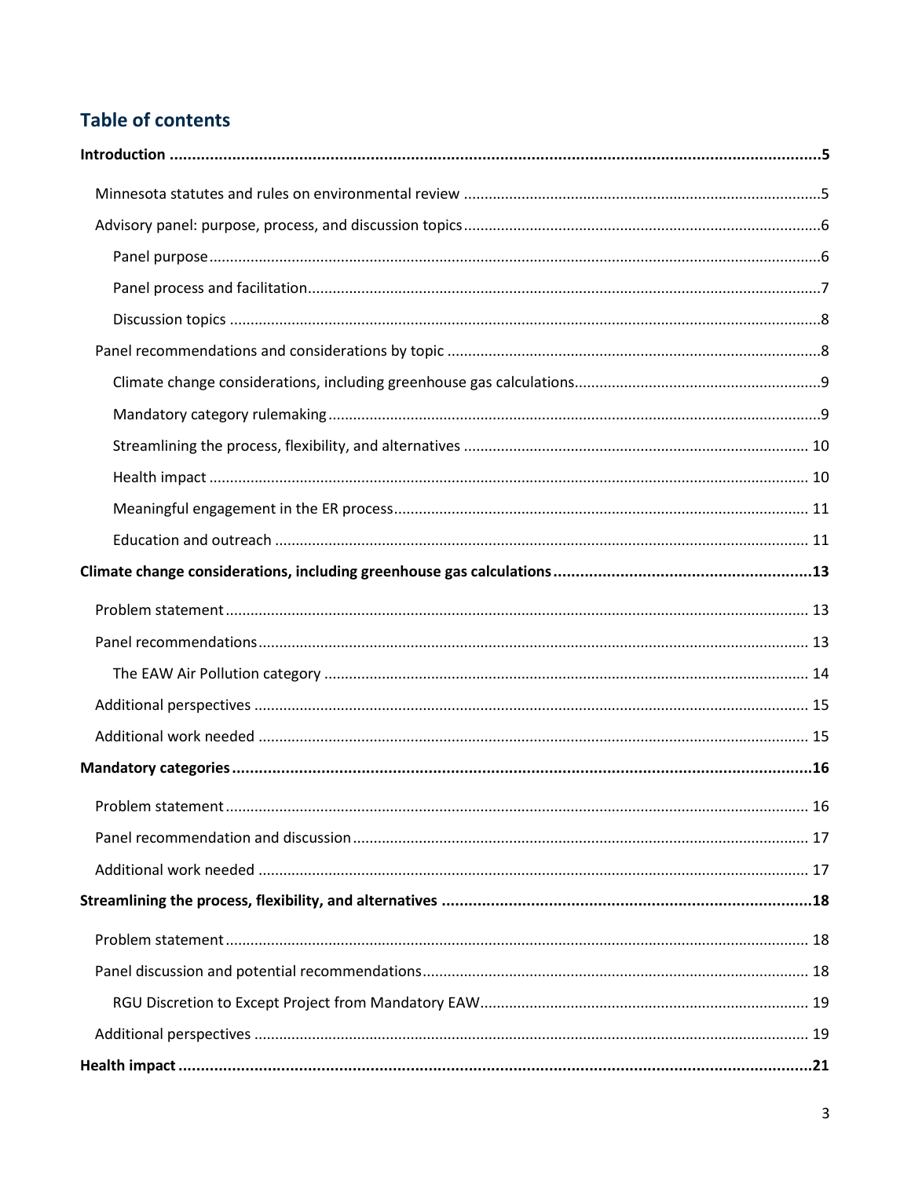## Table of contents

**Introduction** .......... **5**

- Minnesota statutes and rules on environmental review .......... 5
- Advisory panel: purpose, process, and discussion topics .......... 6
  - Panel purpose .......... 6
  - Panel process and facilitation .......... 7
  - Discussion topics .......... 8
- Panel recommendations and considerations by topic .......... 8
  - Climate change considerations, including greenhouse gas calculations .......... 9
  - Mandatory category rulemaking .......... 9
  - Streamlining the process, flexibility, and alternatives .......... 10
  - Health impact .......... 10
  - Meaningful engagement in the ER process .......... 11
  - Education and outreach .......... 11

**Climate change considerations, including greenhouse gas calculations** .......... **13**

- Problem statement .......... 13
- Panel recommendations .......... 13
  - The EAW Air Pollution category .......... 14
- Additional perspectives .......... 15
- Additional work needed .......... 15

**Mandatory categories** .......... **16**

- Problem statement .......... 16
- Panel recommendation and discussion .......... 17
- Additional work needed .......... 17

**Streamlining the process, flexibility, and alternatives** .......... **18**

- Problem statement .......... 18
- Panel discussion and potential recommendations .......... 18
  - RGU Discretion to Except Project from Mandatory EAW .......... 19
- Additional perspectives .......... 19

**Health impact** .......... **21**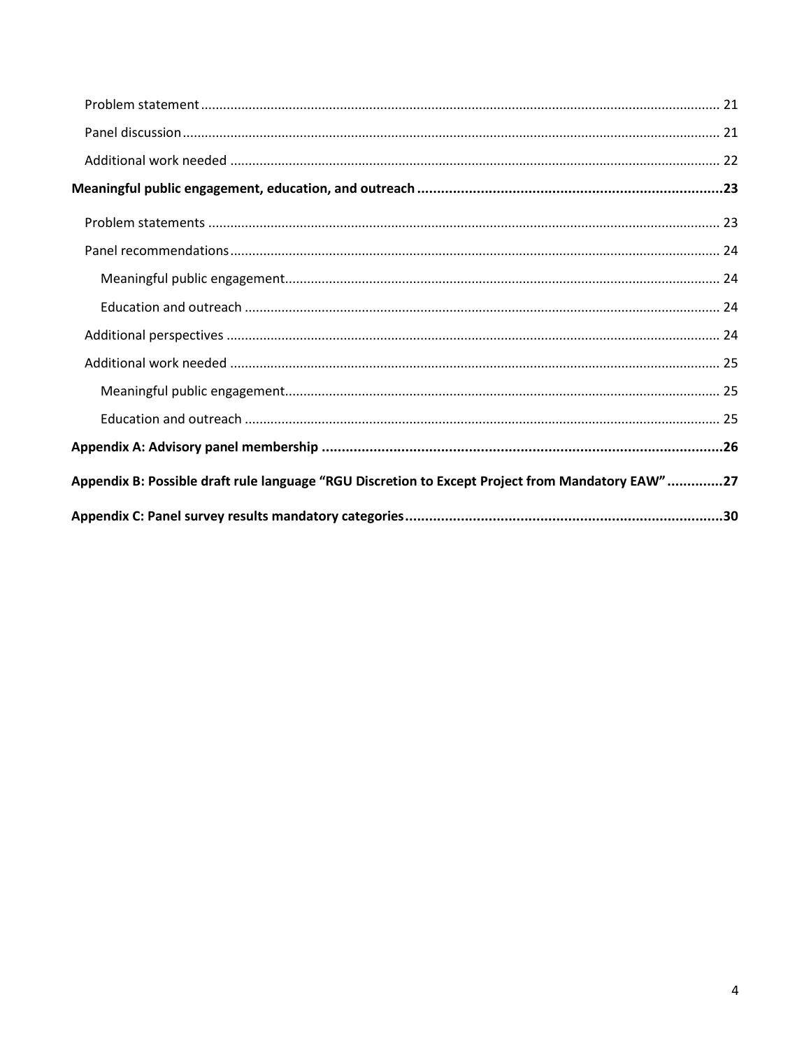Problem statement ........................................................................ 21

Panel discussion ........................................................................ 21

Additional work needed ........................................................................ 22

**Meaningful public engagement, education, and outreach ........................................................................ 23**

Problem statements ........................................................................ 23

Panel recommendations ........................................................................ 24

Meaningful public engagement ........................................................................ 24

Education and outreach ........................................................................ 24

Additional perspectives ........................................................................ 24

Additional work needed ........................................................................ 25

Meaningful public engagement ........................................................................ 25

Education and outreach ........................................................................ 25

**Appendix A: Advisory panel membership ........................................................................ 26**

**Appendix B: Possible draft rule language "RGU Discretion to Except Project from Mandatory EAW" ............. 27**

**Appendix C: Panel survey results mandatory categories ........................................................................ 30**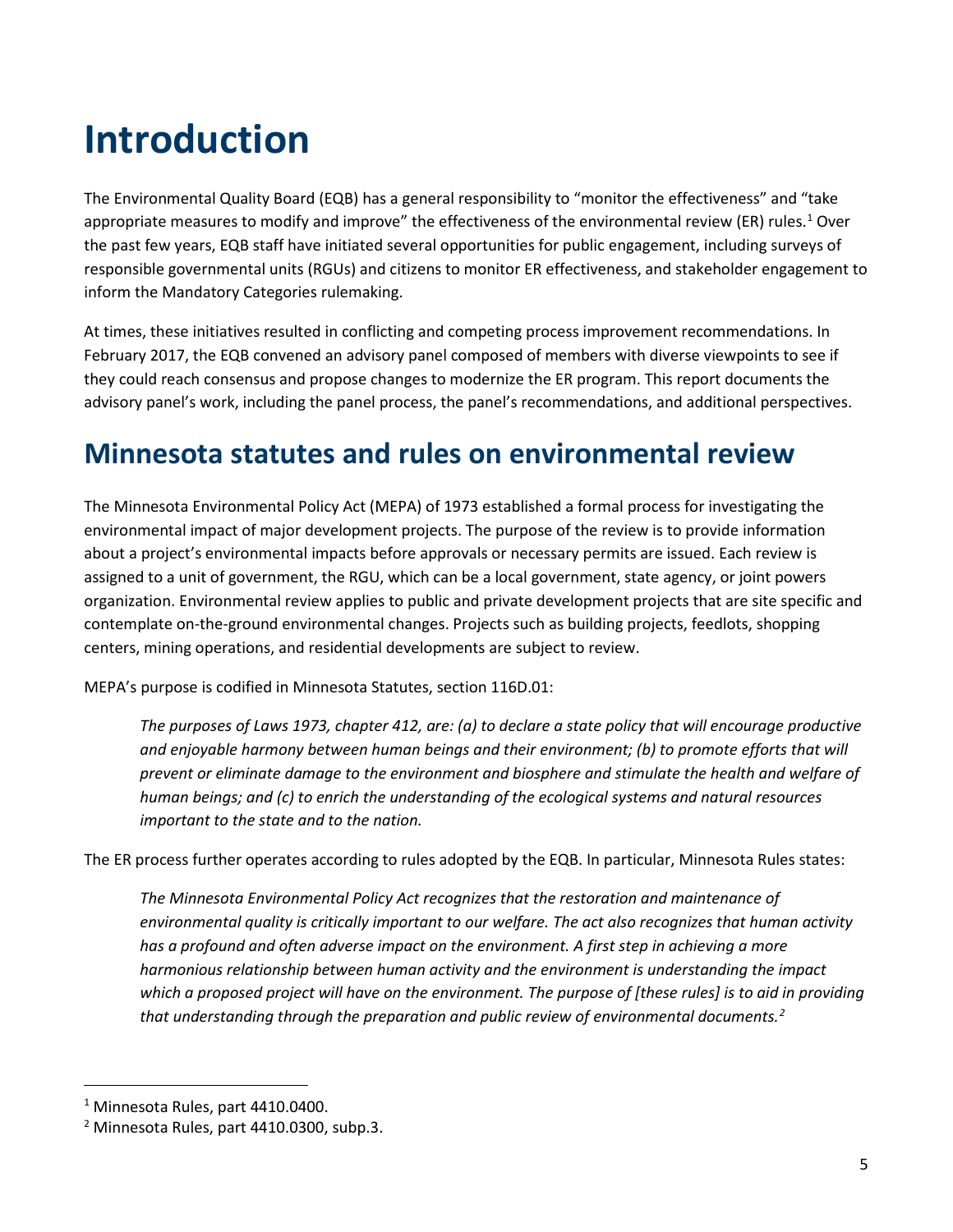# Introduction

The Environmental Quality Board (EQB) has a general responsibility to "monitor the effectiveness" and "take appropriate measures to modify and improve" the effectiveness of the environmental review (ER) rules.[1] Over the past few years, EQB staff have initiated several opportunities for public engagement, including surveys of responsible governmental units (RGUs) and citizens to monitor ER effectiveness, and stakeholder engagement to inform the Mandatory Categories rulemaking.

At times, these initiatives resulted in conflicting and competing process improvement recommendations. In February 2017, the EQB convened an advisory panel composed of members with diverse viewpoints to see if they could reach consensus and propose changes to modernize the ER program. This report documents the advisory panel's work, including the panel process, the panel's recommendations, and additional perspectives.

## Minnesota statutes and rules on environmental review

The Minnesota Environmental Policy Act (MEPA) of 1973 established a formal process for investigating the environmental impact of major development projects. The purpose of the review is to provide information about a project's environmental impacts before approvals or necessary permits are issued. Each review is assigned to a unit of government, the RGU, which can be a local government, state agency, or joint powers organization. Environmental review applies to public and private development projects that are site specific and contemplate on-the-ground environmental changes. Projects such as building projects, feedlots, shopping centers, mining operations, and residential developments are subject to review.

MEPA's purpose is codified in Minnesota Statutes, section 116D.01:

> *The purposes of Laws 1973, chapter 412, are: (a) to declare a state policy that will encourage productive and enjoyable harmony between human beings and their environment; (b) to promote efforts that will prevent or eliminate damage to the environment and biosphere and stimulate the health and welfare of human beings; and (c) to enrich the understanding of the ecological systems and natural resources important to the state and to the nation.*

The ER process further operates according to rules adopted by the EQB. In particular, Minnesota Rules states:

> *The Minnesota Environmental Policy Act recognizes that the restoration and maintenance of environmental quality is critically important to our welfare. The act also recognizes that human activity has a profound and often adverse impact on the environment. A first step in achieving a more harmonious relationship between human activity and the environment is understanding the impact which a proposed project will have on the environment. The purpose of [these rules] is to aid in providing that understanding through the preparation and public review of environmental documents.[2]*

---

[1] Minnesota Rules, part 4410.0400.

[2] Minnesota Rules, part 4410.0300, subp.3.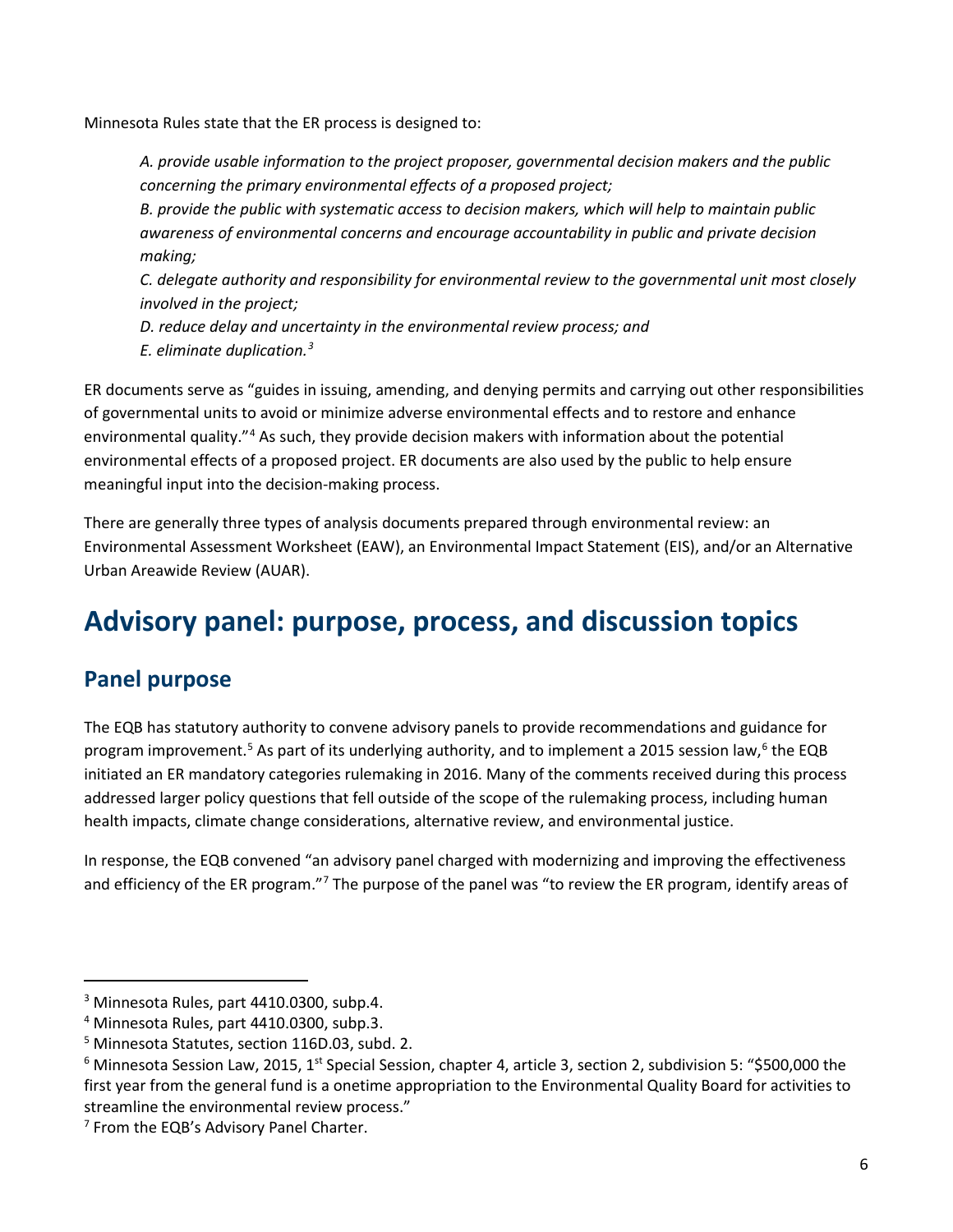Minnesota Rules state that the ER process is designed to:

> *A. provide usable information to the project proposer, governmental decision makers and the public concerning the primary environmental effects of a proposed project;*
> *B. provide the public with systematic access to decision makers, which will help to maintain public awareness of environmental concerns and encourage accountability in public and private decision making;*
> *C. delegate authority and responsibility for environmental review to the governmental unit most closely involved in the project;*
> *D. reduce delay and uncertainty in the environmental review process; and*
> *E. eliminate duplication.*[3]

ER documents serve as "guides in issuing, amending, and denying permits and carrying out other responsibilities of governmental units to avoid or minimize adverse environmental effects and to restore and enhance environmental quality."[4] As such, they provide decision makers with information about the potential environmental effects of a proposed project. ER documents are also used by the public to help ensure meaningful input into the decision-making process.

There are generally three types of analysis documents prepared through environmental review: an Environmental Assessment Worksheet (EAW), an Environmental Impact Statement (EIS), and/or an Alternative Urban Areawide Review (AUAR).

# Advisory panel: purpose, process, and discussion topics

## Panel purpose

The EQB has statutory authority to convene advisory panels to provide recommendations and guidance for program improvement.[5] As part of its underlying authority, and to implement a 2015 session law,[6] the EQB initiated an ER mandatory categories rulemaking in 2016. Many of the comments received during this process addressed larger policy questions that fell outside of the scope of the rulemaking process, including human health impacts, climate change considerations, alternative review, and environmental justice.

In response, the EQB convened "an advisory panel charged with modernizing and improving the effectiveness and efficiency of the ER program."[7] The purpose of the panel was "to review the ER program, identify areas of

---

[3] Minnesota Rules, part 4410.0300, subp.4.

[4] Minnesota Rules, part 4410.0300, subp.3.

[5] Minnesota Statutes, section 116D.03, subd. 2.

[6] Minnesota Session Law, 2015, 1st Special Session, chapter 4, article 3, section 2, subdivision 5: "$500,000 the first year from the general fund is a onetime appropriation to the Environmental Quality Board for activities to streamline the environmental review process."

[7] From the EQB's Advisory Panel Charter.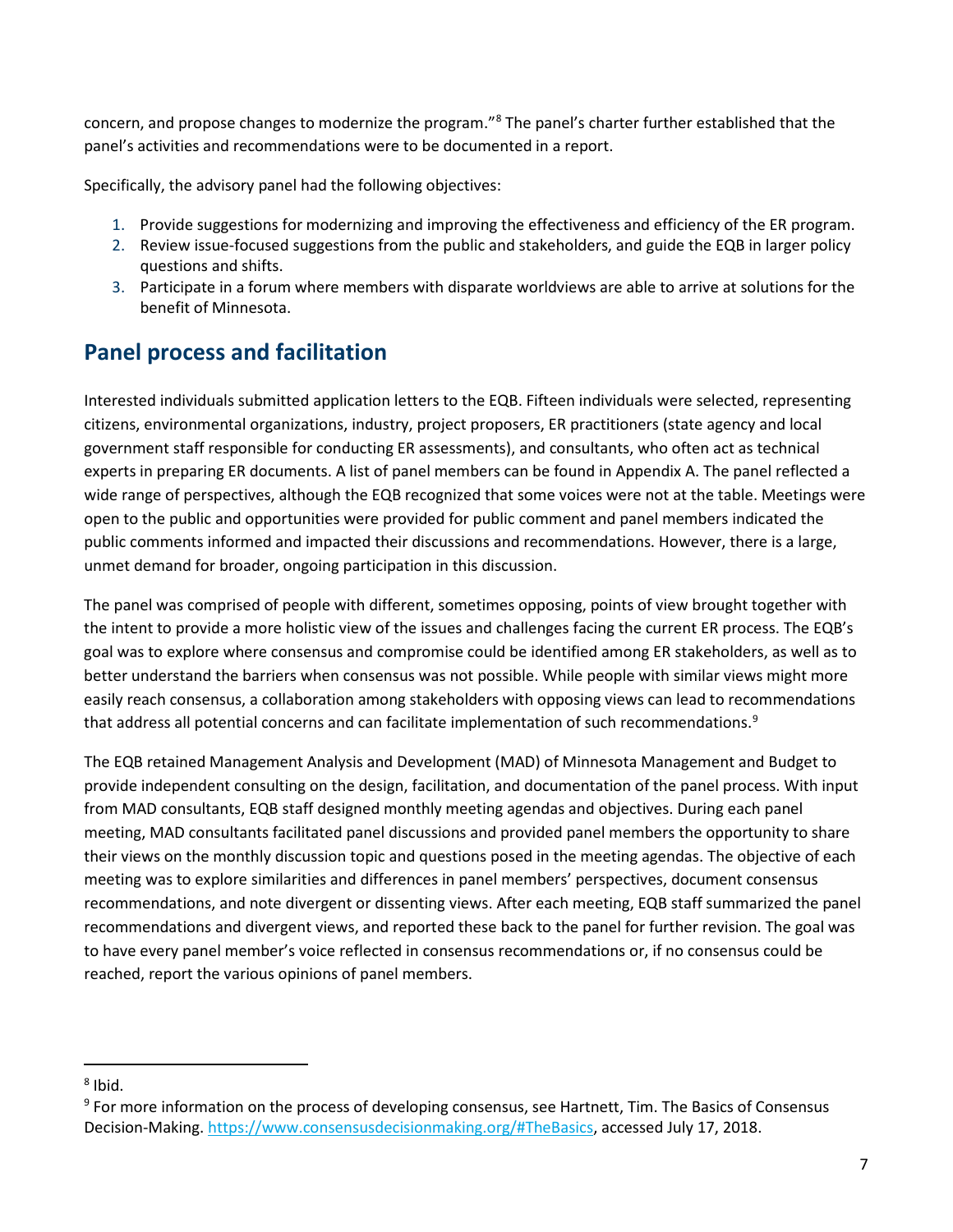concern, and propose changes to modernize the program."[8] The panel's charter further established that the panel's activities and recommendations were to be documented in a report.

Specifically, the advisory panel had the following objectives:

1. Provide suggestions for modernizing and improving the effectiveness and efficiency of the ER program.
2. Review issue-focused suggestions from the public and stakeholders, and guide the EQB in larger policy questions and shifts.
3. Participate in a forum where members with disparate worldviews are able to arrive at solutions for the benefit of Minnesota.

## Panel process and facilitation

Interested individuals submitted application letters to the EQB. Fifteen individuals were selected, representing citizens, environmental organizations, industry, project proposers, ER practitioners (state agency and local government staff responsible for conducting ER assessments), and consultants, who often act as technical experts in preparing ER documents. A list of panel members can be found in Appendix A. The panel reflected a wide range of perspectives, although the EQB recognized that some voices were not at the table. Meetings were open to the public and opportunities were provided for public comment and panel members indicated the public comments informed and impacted their discussions and recommendations. However, there is a large, unmet demand for broader, ongoing participation in this discussion.

The panel was comprised of people with different, sometimes opposing, points of view brought together with the intent to provide a more holistic view of the issues and challenges facing the current ER process. The EQB's goal was to explore where consensus and compromise could be identified among ER stakeholders, as well as to better understand the barriers when consensus was not possible. While people with similar views might more easily reach consensus, a collaboration among stakeholders with opposing views can lead to recommendations that address all potential concerns and can facilitate implementation of such recommendations.[9]

The EQB retained Management Analysis and Development (MAD) of Minnesota Management and Budget to provide independent consulting on the design, facilitation, and documentation of the panel process. With input from MAD consultants, EQB staff designed monthly meeting agendas and objectives. During each panel meeting, MAD consultants facilitated panel discussions and provided panel members the opportunity to share their views on the monthly discussion topic and questions posed in the meeting agendas. The objective of each meeting was to explore similarities and differences in panel members' perspectives, document consensus recommendations, and note divergent or dissenting views. After each meeting, EQB staff summarized the panel recommendations and divergent views, and reported these back to the panel for further revision. The goal was to have every panel member's voice reflected in consensus recommendations or, if no consensus could be reached, report the various opinions of panel members.

---

[8] Ibid.

[9] For more information on the process of developing consensus, see Hartnett, Tim. The Basics of Consensus Decision-Making. https://www.consensusdecisionmaking.org/#TheBasics, accessed July 17, 2018.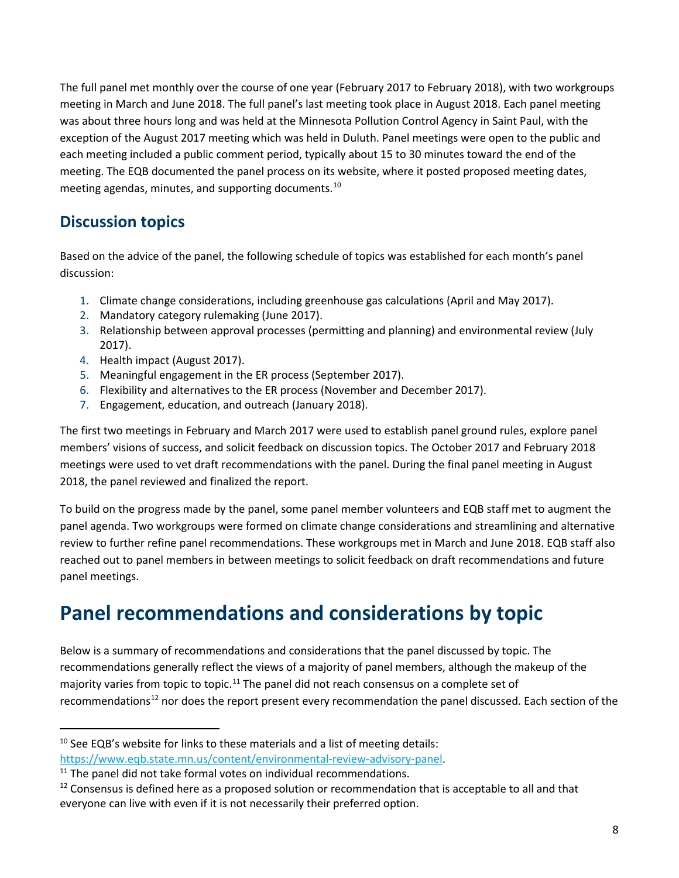The full panel met monthly over the course of one year (February 2017 to February 2018), with two workgroups meeting in March and June 2018. The full panel's last meeting took place in August 2018. Each panel meeting was about three hours long and was held at the Minnesota Pollution Control Agency in Saint Paul, with the exception of the August 2017 meeting which was held in Duluth. Panel meetings were open to the public and each meeting included a public comment period, typically about 15 to 30 minutes toward the end of the meeting. The EQB documented the panel process on its website, where it posted proposed meeting dates, meeting agendas, minutes, and supporting documents.[10]

## Discussion topics

Based on the advice of the panel, the following schedule of topics was established for each month's panel discussion:

1. Climate change considerations, including greenhouse gas calculations (April and May 2017).
2. Mandatory category rulemaking (June 2017).
3. Relationship between approval processes (permitting and planning) and environmental review (July 2017).
4. Health impact (August 2017).
5. Meaningful engagement in the ER process (September 2017).
6. Flexibility and alternatives to the ER process (November and December 2017).
7. Engagement, education, and outreach (January 2018).

The first two meetings in February and March 2017 were used to establish panel ground rules, explore panel members' visions of success, and solicit feedback on discussion topics. The October 2017 and February 2018 meetings were used to vet draft recommendations with the panel. During the final panel meeting in August 2018, the panel reviewed and finalized the report.

To build on the progress made by the panel, some panel member volunteers and EQB staff met to augment the panel agenda. Two workgroups were formed on climate change considerations and streamlining and alternative review to further refine panel recommendations. These workgroups met in March and June 2018. EQB staff also reached out to panel members in between meetings to solicit feedback on draft recommendations and future panel meetings.

# Panel recommendations and considerations by topic

Below is a summary of recommendations and considerations that the panel discussed by topic. The recommendations generally reflect the views of a majority of panel members, although the makeup of the majority varies from topic to topic.[11] The panel did not reach consensus on a complete set of recommendations[12] nor does the report present every recommendation the panel discussed. Each section of the

---

[10] See EQB's website for links to these materials and a list of meeting details: https://www.eqb.state.mn.us/content/environmental-review-advisory-panel.

[11] The panel did not take formal votes on individual recommendations.

[12] Consensus is defined here as a proposed solution or recommendation that is acceptable to all and that everyone can live with even if it is not necessarily their preferred option.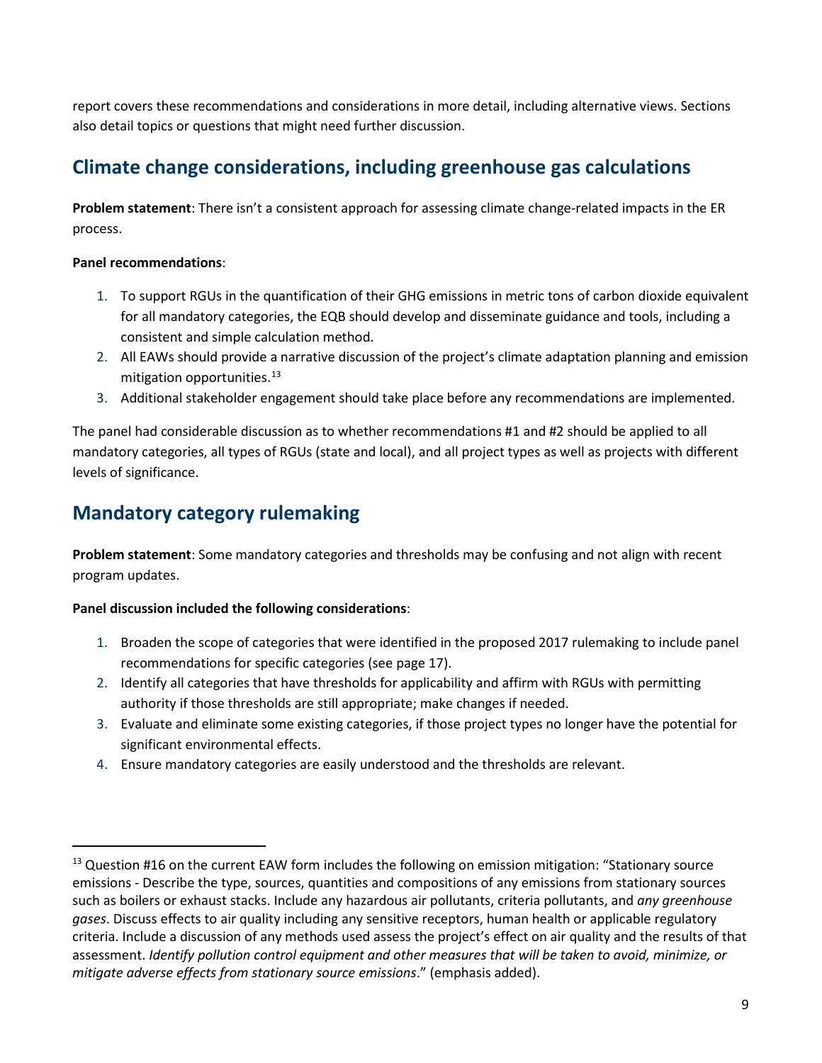report covers these recommendations and considerations in more detail, including alternative views. Sections also detail topics or questions that might need further discussion.

## Climate change considerations, including greenhouse gas calculations

**Problem statement**: There isn't a consistent approach for assessing climate change-related impacts in the ER process.

**Panel recommendations**:

1. To support RGUs in the quantification of their GHG emissions in metric tons of carbon dioxide equivalent for all mandatory categories, the EQB should develop and disseminate guidance and tools, including a consistent and simple calculation method.
2. All EAWs should provide a narrative discussion of the project's climate adaptation planning and emission mitigation opportunities.[13]
3. Additional stakeholder engagement should take place before any recommendations are implemented.

The panel had considerable discussion as to whether recommendations #1 and #2 should be applied to all mandatory categories, all types of RGUs (state and local), and all project types as well as projects with different levels of significance.

## Mandatory category rulemaking

**Problem statement**: Some mandatory categories and thresholds may be confusing and not align with recent program updates.

**Panel discussion included the following considerations**:

1. Broaden the scope of categories that were identified in the proposed 2017 rulemaking to include panel recommendations for specific categories (see page 17).
2. Identify all categories that have thresholds for applicability and affirm with RGUs with permitting authority if those thresholds are still appropriate; make changes if needed.
3. Evaluate and eliminate some existing categories, if those project types no longer have the potential for significant environmental effects.
4. Ensure mandatory categories are easily understood and the thresholds are relevant.

---

[13] Question #16 on the current EAW form includes the following on emission mitigation: "Stationary source emissions - Describe the type, sources, quantities and compositions of any emissions from stationary sources such as boilers or exhaust stacks. Include any hazardous air pollutants, criteria pollutants, and *any greenhouse gases*. Discuss effects to air quality including any sensitive receptors, human health or applicable regulatory criteria. Include a discussion of any methods used assess the project's effect on air quality and the results of that assessment. *Identify pollution control equipment and other measures that will be taken to avoid, minimize, or mitigate adverse effects from stationary source emissions*." (emphasis added).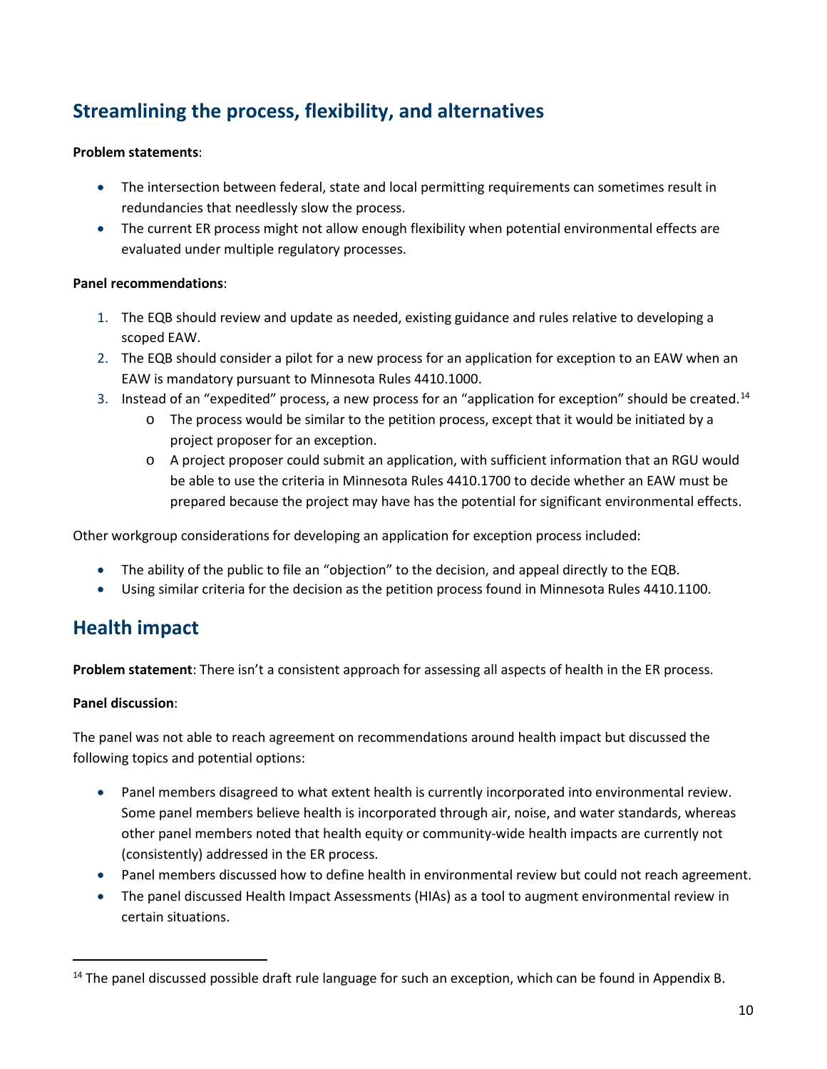## Streamlining the process, flexibility, and alternatives

**Problem statements**:

- The intersection between federal, state and local permitting requirements can sometimes result in redundancies that needlessly slow the process.
- The current ER process might not allow enough flexibility when potential environmental effects are evaluated under multiple regulatory processes.

**Panel recommendations**:

1. The EQB should review and update as needed, existing guidance and rules relative to developing a scoped EAW.
2. The EQB should consider a pilot for a new process for an application for exception to an EAW when an EAW is mandatory pursuant to Minnesota Rules 4410.1000.
3. Instead of an "expedited" process, a new process for an "application for exception" should be created.[14]
    - The process would be similar to the petition process, except that it would be initiated by a project proposer for an exception.
    - A project proposer could submit an application, with sufficient information that an RGU would be able to use the criteria in Minnesota Rules 4410.1700 to decide whether an EAW must be prepared because the project may have has the potential for significant environmental effects.

Other workgroup considerations for developing an application for exception process included:

- The ability of the public to file an "objection" to the decision, and appeal directly to the EQB.
- Using similar criteria for the decision as the petition process found in Minnesota Rules 4410.1100.

## Health impact

**Problem statement**: There isn't a consistent approach for assessing all aspects of health in the ER process.

**Panel discussion**:

The panel was not able to reach agreement on recommendations around health impact but discussed the following topics and potential options:

- Panel members disagreed to what extent health is currently incorporated into environmental review. Some panel members believe health is incorporated through air, noise, and water standards, whereas other panel members noted that health equity or community-wide health impacts are currently not (consistently) addressed in the ER process.
- Panel members discussed how to define health in environmental review but could not reach agreement.
- The panel discussed Health Impact Assessments (HIAs) as a tool to augment environmental review in certain situations.

[14] The panel discussed possible draft rule language for such an exception, which can be found in Appendix B.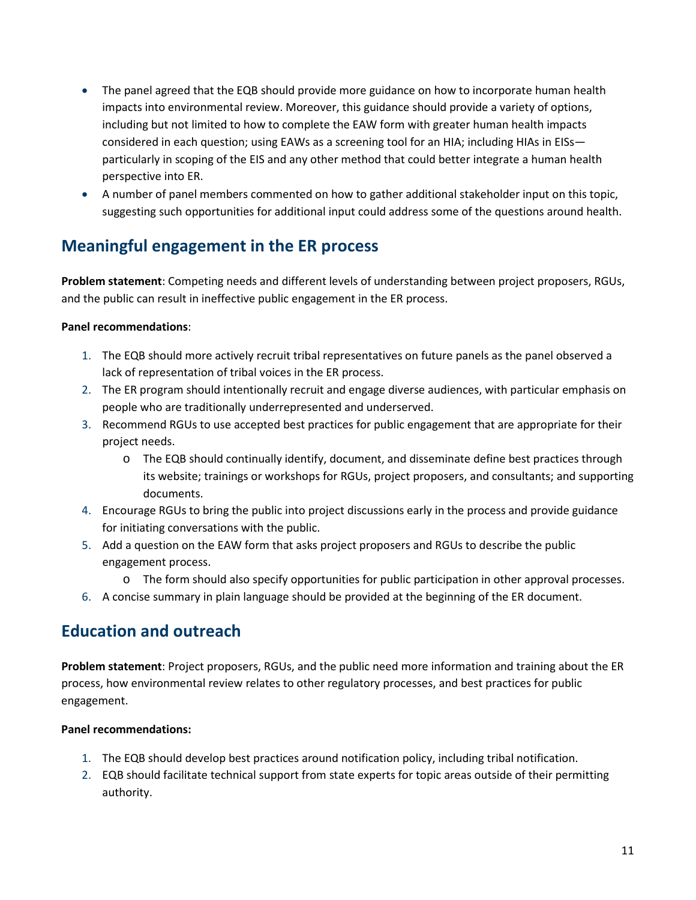- The panel agreed that the EQB should provide more guidance on how to incorporate human health impacts into environmental review. Moreover, this guidance should provide a variety of options, including but not limited to how to complete the EAW form with greater human health impacts considered in each question; using EAWs as a screening tool for an HIA; including HIAs in EISs—particularly in scoping of the EIS and any other method that could better integrate a human health perspective into ER.
- A number of panel members commented on how to gather additional stakeholder input on this topic, suggesting such opportunities for additional input could address some of the questions around health.

## Meaningful engagement in the ER process

**Problem statement**: Competing needs and different levels of understanding between project proposers, RGUs, and the public can result in ineffective public engagement in the ER process.

**Panel recommendations**:

1. The EQB should more actively recruit tribal representatives on future panels as the panel observed a lack of representation of tribal voices in the ER process.
2. The ER program should intentionally recruit and engage diverse audiences, with particular emphasis on people who are traditionally underrepresented and underserved.
3. Recommend RGUs to use accepted best practices for public engagement that are appropriate for their project needs.
   - The EQB should continually identify, document, and disseminate define best practices through its website; trainings or workshops for RGUs, project proposers, and consultants; and supporting documents.
4. Encourage RGUs to bring the public into project discussions early in the process and provide guidance for initiating conversations with the public.
5. Add a question on the EAW form that asks project proposers and RGUs to describe the public engagement process.
   - The form should also specify opportunities for public participation in other approval processes.
6. A concise summary in plain language should be provided at the beginning of the ER document.

## Education and outreach

**Problem statement**: Project proposers, RGUs, and the public need more information and training about the ER process, how environmental review relates to other regulatory processes, and best practices for public engagement.

**Panel recommendations:**

1. The EQB should develop best practices around notification policy, including tribal notification.
2. EQB should facilitate technical support from state experts for topic areas outside of their permitting authority.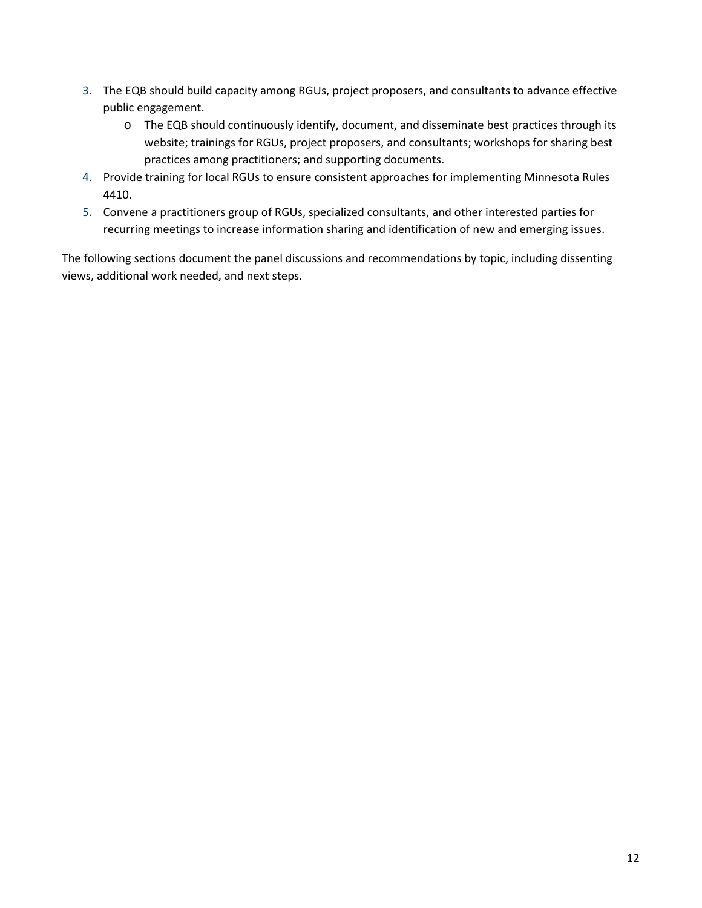3. The EQB should build capacity among RGUs, project proposers, and consultants to advance effective public engagement.
   - The EQB should continuously identify, document, and disseminate best practices through its website; trainings for RGUs, project proposers, and consultants; workshops for sharing best practices among practitioners; and supporting documents.
4. Provide training for local RGUs to ensure consistent approaches for implementing Minnesota Rules 4410.
5. Convene a practitioners group of RGUs, specialized consultants, and other interested parties for recurring meetings to increase information sharing and identification of new and emerging issues.

The following sections document the panel discussions and recommendations by topic, including dissenting views, additional work needed, and next steps.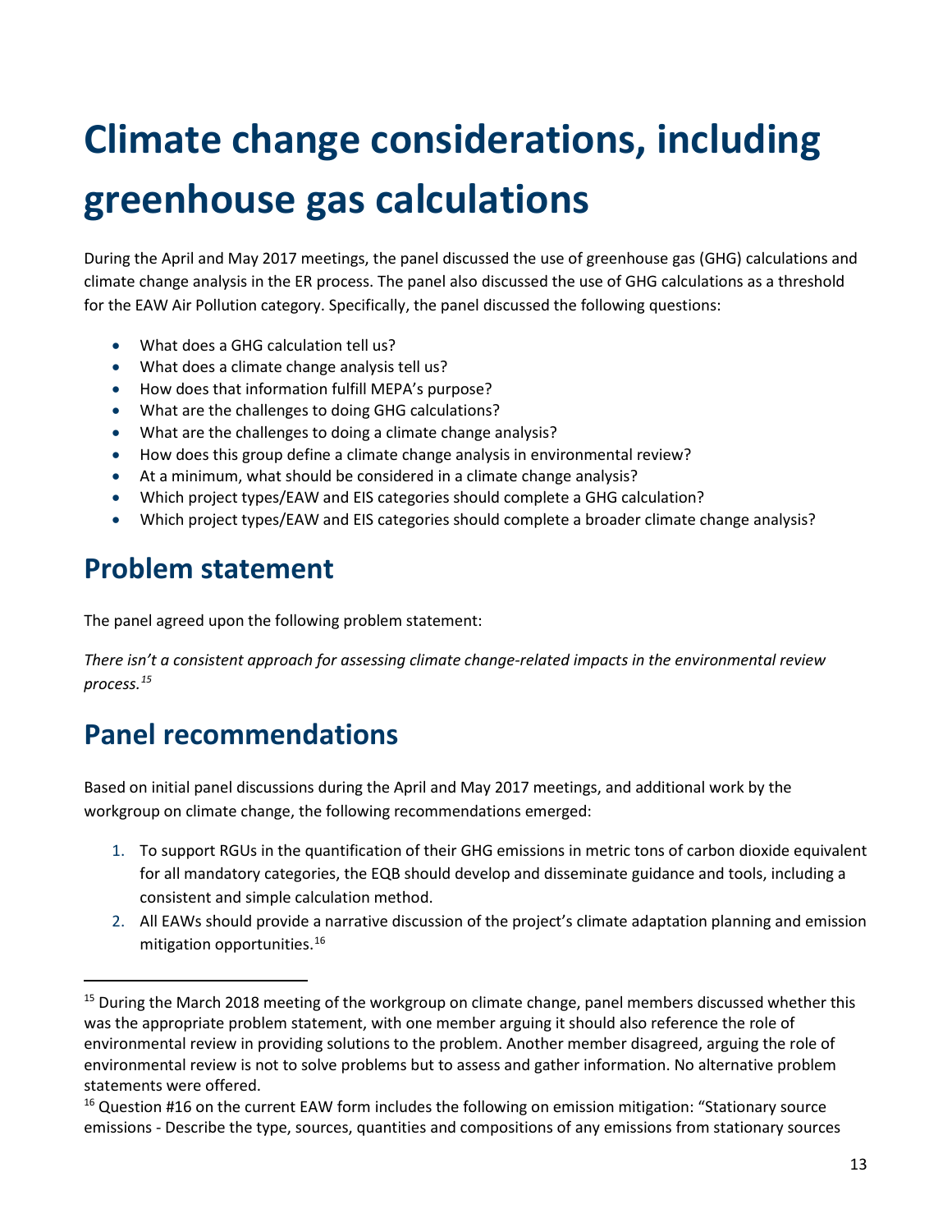# Climate change considerations, including greenhouse gas calculations

During the April and May 2017 meetings, the panel discussed the use of greenhouse gas (GHG) calculations and climate change analysis in the ER process. The panel also discussed the use of GHG calculations as a threshold for the EAW Air Pollution category. Specifically, the panel discussed the following questions:

- What does a GHG calculation tell us?
- What does a climate change analysis tell us?
- How does that information fulfill MEPA's purpose?
- What are the challenges to doing GHG calculations?
- What are the challenges to doing a climate change analysis?
- How does this group define a climate change analysis in environmental review?
- At a minimum, what should be considered in a climate change analysis?
- Which project types/EAW and EIS categories should complete a GHG calculation?
- Which project types/EAW and EIS categories should complete a broader climate change analysis?

## Problem statement

The panel agreed upon the following problem statement:

*There isn't a consistent approach for assessing climate change-related impacts in the environmental review process.*[15]

## Panel recommendations

Based on initial panel discussions during the April and May 2017 meetings, and additional work by the workgroup on climate change, the following recommendations emerged:

1. To support RGUs in the quantification of their GHG emissions in metric tons of carbon dioxide equivalent for all mandatory categories, the EQB should develop and disseminate guidance and tools, including a consistent and simple calculation method.
2. All EAWs should provide a narrative discussion of the project's climate adaptation planning and emission mitigation opportunities.[16]

[15] During the March 2018 meeting of the workgroup on climate change, panel members discussed whether this was the appropriate problem statement, with one member arguing it should also reference the role of environmental review in providing solutions to the problem. Another member disagreed, arguing the role of environmental review is not to solve problems but to assess and gather information. No alternative problem statements were offered.

[16] Question #16 on the current EAW form includes the following on emission mitigation: "Stationary source emissions - Describe the type, sources, quantities and compositions of any emissions from stationary sources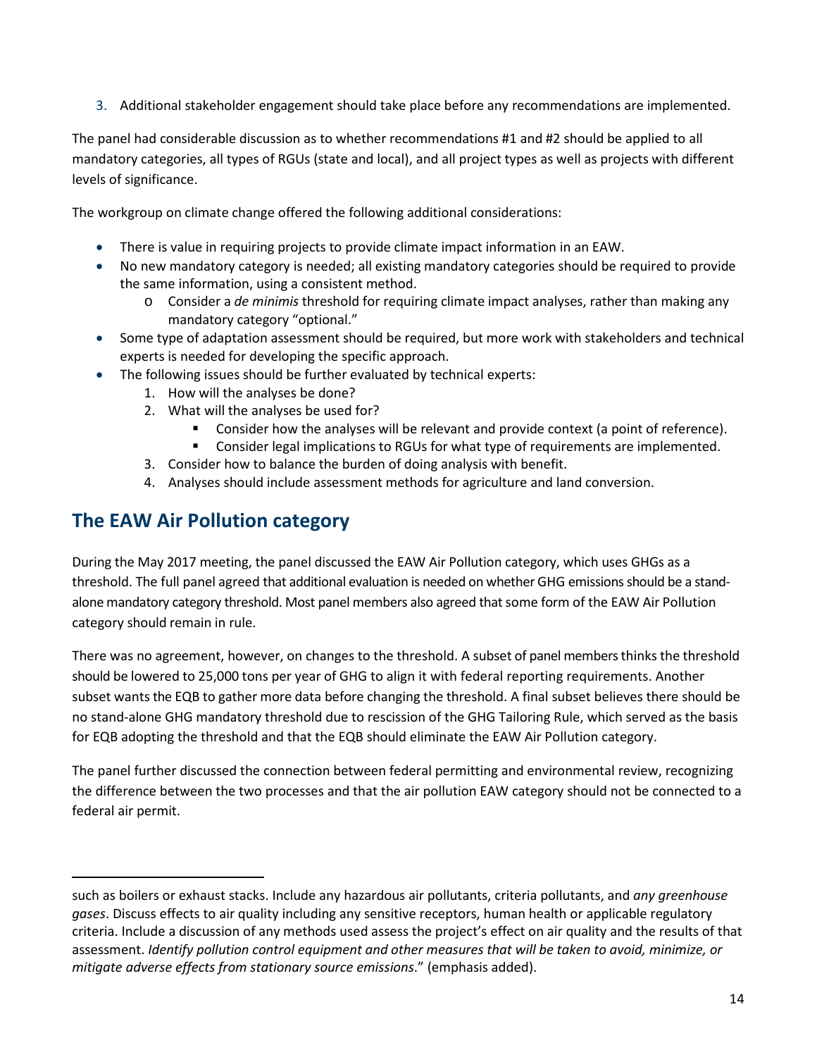3. Additional stakeholder engagement should take place before any recommendations are implemented.

The panel had considerable discussion as to whether recommendations #1 and #2 should be applied to all mandatory categories, all types of RGUs (state and local), and all project types as well as projects with different levels of significance.

The workgroup on climate change offered the following additional considerations:

- There is value in requiring projects to provide climate impact information in an EAW.
- No new mandatory category is needed; all existing mandatory categories should be required to provide the same information, using a consistent method.
  - Consider a *de minimis* threshold for requiring climate impact analyses, rather than making any mandatory category "optional."
- Some type of adaptation assessment should be required, but more work with stakeholders and technical experts is needed for developing the specific approach.
- The following issues should be further evaluated by technical experts:
  1. How will the analyses be done?
  2. What will the analyses be used for?
     - Consider how the analyses will be relevant and provide context (a point of reference).
     - Consider legal implications to RGUs for what type of requirements are implemented.
  3. Consider how to balance the burden of doing analysis with benefit.
  4. Analyses should include assessment methods for agriculture and land conversion.

## The EAW Air Pollution category

During the May 2017 meeting, the panel discussed the EAW Air Pollution category, which uses GHGs as a threshold. The full panel agreed that additional evaluation is needed on whether GHG emissions should be a stand-alone mandatory category threshold. Most panel members also agreed that some form of the EAW Air Pollution category should remain in rule.

There was no agreement, however, on changes to the threshold. A subset of panel members thinks the threshold should be lowered to 25,000 tons per year of GHG to align it with federal reporting requirements. Another subset wants the EQB to gather more data before changing the threshold. A final subset believes there should be no stand-alone GHG mandatory threshold due to rescission of the GHG Tailoring Rule, which served as the basis for EQB adopting the threshold and that the EQB should eliminate the EAW Air Pollution category.

The panel further discussed the connection between federal permitting and environmental review, recognizing the difference between the two processes and that the air pollution EAW category should not be connected to a federal air permit.

---

such as boilers or exhaust stacks. Include any hazardous air pollutants, criteria pollutants, and *any greenhouse gases*. Discuss effects to air quality including any sensitive receptors, human health or applicable regulatory criteria. Include a discussion of any methods used assess the project's effect on air quality and the results of that assessment. *Identify pollution control equipment and other measures that will be taken to avoid, minimize, or mitigate adverse effects from stationary source emissions*." (emphasis added).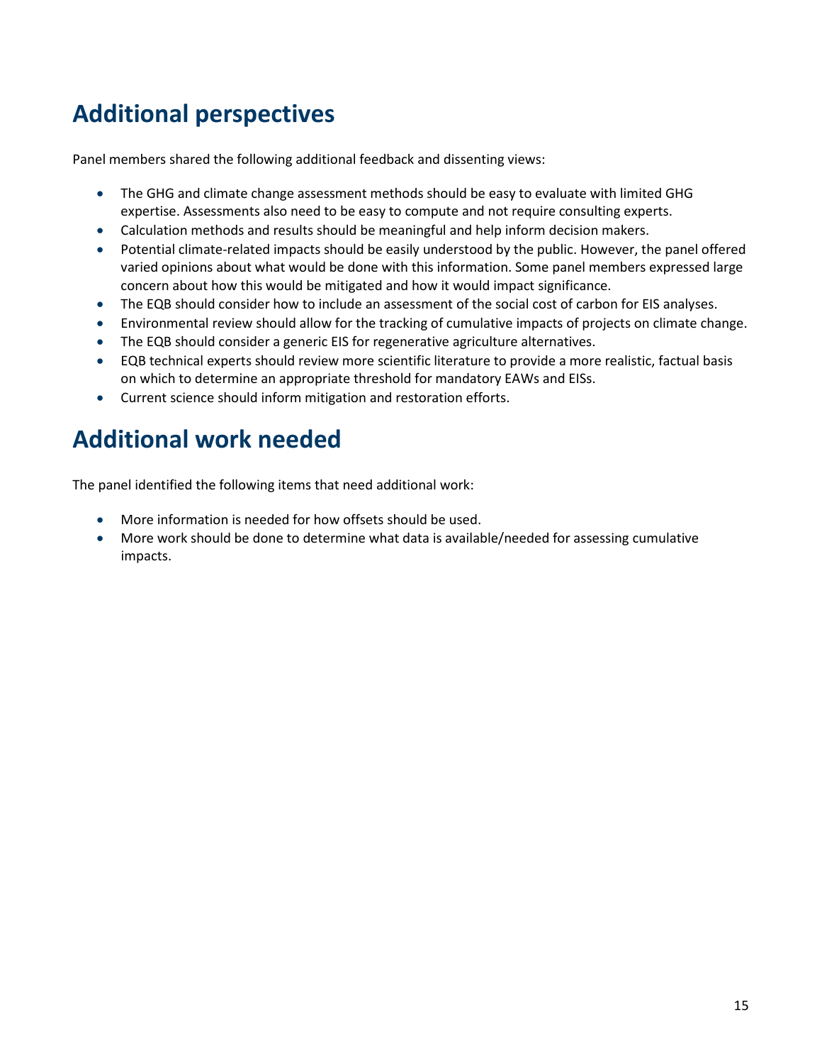## Additional perspectives

Panel members shared the following additional feedback and dissenting views:

- The GHG and climate change assessment methods should be easy to evaluate with limited GHG expertise. Assessments also need to be easy to compute and not require consulting experts.
- Calculation methods and results should be meaningful and help inform decision makers.
- Potential climate-related impacts should be easily understood by the public. However, the panel offered varied opinions about what would be done with this information. Some panel members expressed large concern about how this would be mitigated and how it would impact significance.
- The EQB should consider how to include an assessment of the social cost of carbon for EIS analyses.
- Environmental review should allow for the tracking of cumulative impacts of projects on climate change.
- The EQB should consider a generic EIS for regenerative agriculture alternatives.
- EQB technical experts should review more scientific literature to provide a more realistic, factual basis on which to determine an appropriate threshold for mandatory EAWs and EISs.
- Current science should inform mitigation and restoration efforts.

## Additional work needed

The panel identified the following items that need additional work:

- More information is needed for how offsets should be used.
- More work should be done to determine what data is available/needed for assessing cumulative impacts.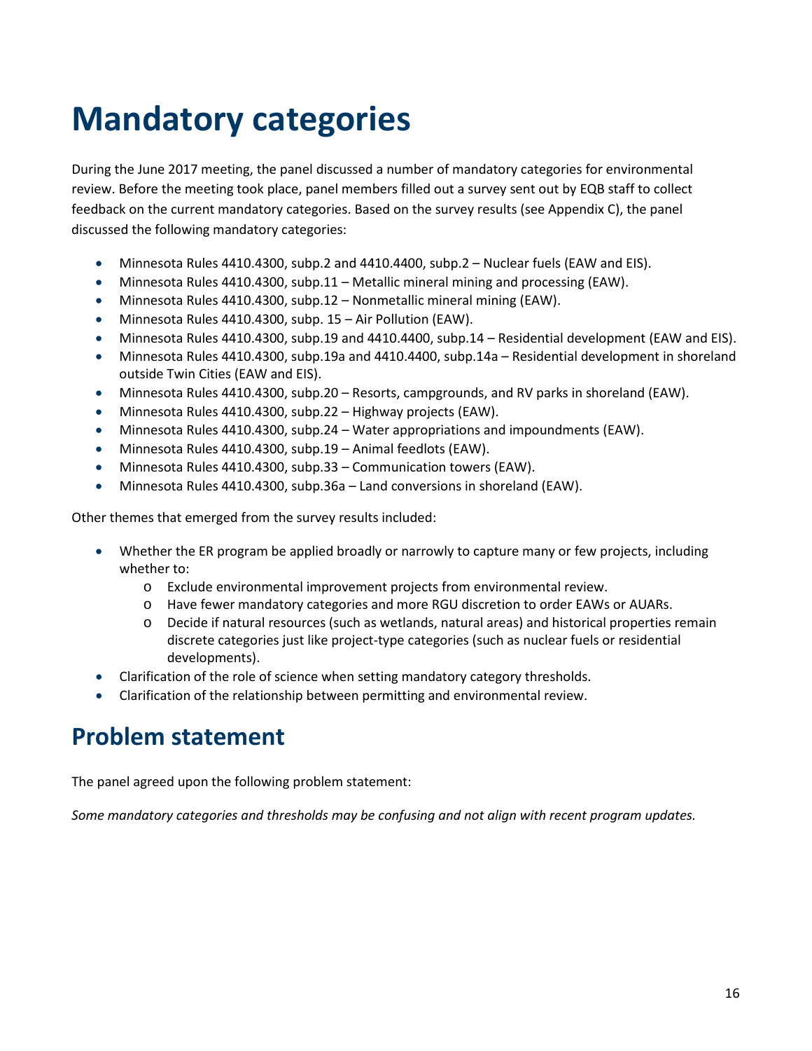# Mandatory categories

During the June 2017 meeting, the panel discussed a number of mandatory categories for environmental review. Before the meeting took place, panel members filled out a survey sent out by EQB staff to collect feedback on the current mandatory categories. Based on the survey results (see Appendix C), the panel discussed the following mandatory categories:

- Minnesota Rules 4410.4300, subp.2 and 4410.4400, subp.2 – Nuclear fuels (EAW and EIS).
- Minnesota Rules 4410.4300, subp.11 – Metallic mineral mining and processing (EAW).
- Minnesota Rules 4410.4300, subp.12 – Nonmetallic mineral mining (EAW).
- Minnesota Rules 4410.4300, subp. 15 – Air Pollution (EAW).
- Minnesota Rules 4410.4300, subp.19 and 4410.4400, subp.14 – Residential development (EAW and EIS).
- Minnesota Rules 4410.4300, subp.19a and 4410.4400, subp.14a – Residential development in shoreland outside Twin Cities (EAW and EIS).
- Minnesota Rules 4410.4300, subp.20 – Resorts, campgrounds, and RV parks in shoreland (EAW).
- Minnesota Rules 4410.4300, subp.22 – Highway projects (EAW).
- Minnesota Rules 4410.4300, subp.24 – Water appropriations and impoundments (EAW).
- Minnesota Rules 4410.4300, subp.19 – Animal feedlots (EAW).
- Minnesota Rules 4410.4300, subp.33 – Communication towers (EAW).
- Minnesota Rules 4410.4300, subp.36a – Land conversions in shoreland (EAW).

Other themes that emerged from the survey results included:

- Whether the ER program be applied broadly or narrowly to capture many or few projects, including whether to:
  - Exclude environmental improvement projects from environmental review.
  - Have fewer mandatory categories and more RGU discretion to order EAWs or AUARs.
  - Decide if natural resources (such as wetlands, natural areas) and historical properties remain discrete categories just like project-type categories (such as nuclear fuels or residential developments).
- Clarification of the role of science when setting mandatory category thresholds.
- Clarification of the relationship between permitting and environmental review.

## Problem statement

The panel agreed upon the following problem statement:

*Some mandatory categories and thresholds may be confusing and not align with recent program updates.*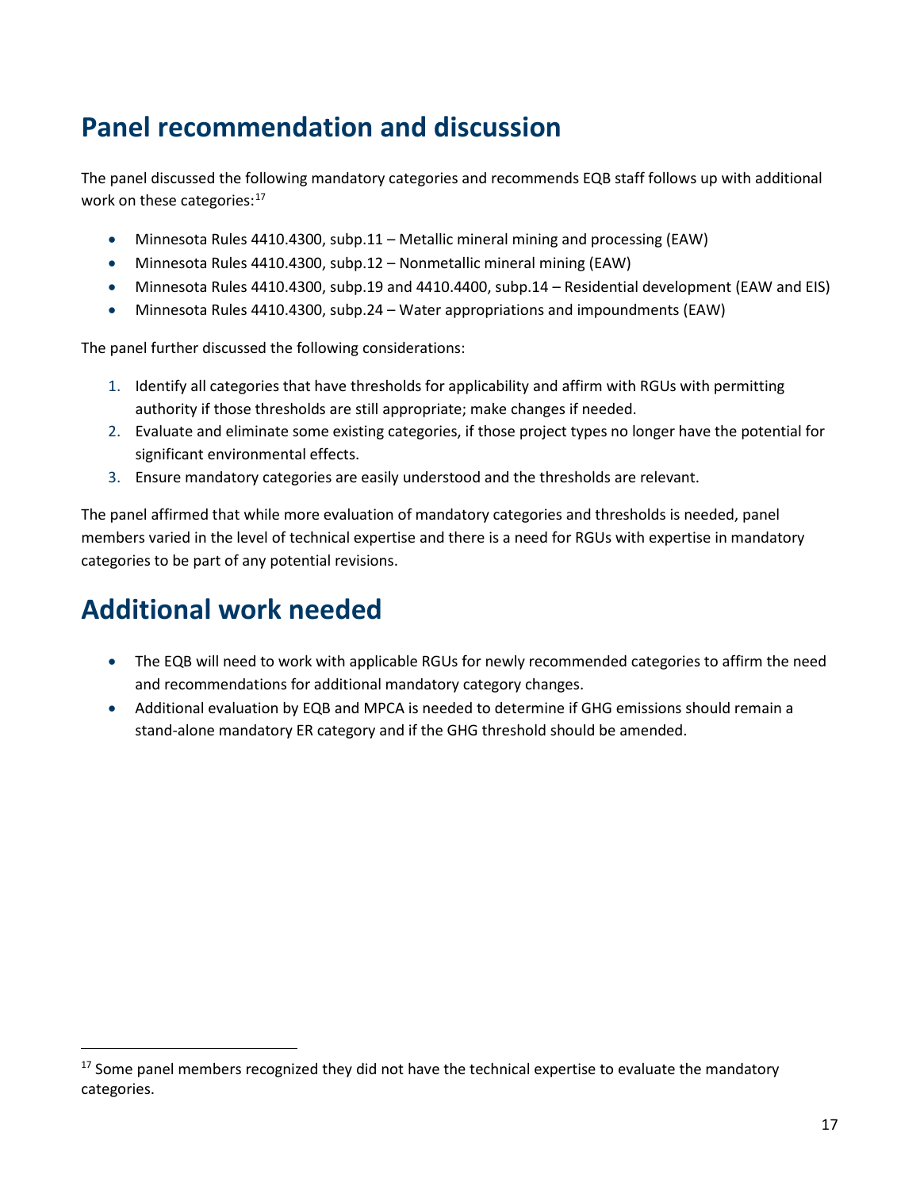## Panel recommendation and discussion

The panel discussed the following mandatory categories and recommends EQB staff follows up with additional work on these categories:[17]

- Minnesota Rules 4410.4300, subp.11 – Metallic mineral mining and processing (EAW)
- Minnesota Rules 4410.4300, subp.12 – Nonmetallic mineral mining (EAW)
- Minnesota Rules 4410.4300, subp.19 and 4410.4400, subp.14 – Residential development (EAW and EIS)
- Minnesota Rules 4410.4300, subp.24 – Water appropriations and impoundments (EAW)

The panel further discussed the following considerations:

1. Identify all categories that have thresholds for applicability and affirm with RGUs with permitting authority if those thresholds are still appropriate; make changes if needed.
2. Evaluate and eliminate some existing categories, if those project types no longer have the potential for significant environmental effects.
3. Ensure mandatory categories are easily understood and the thresholds are relevant.

The panel affirmed that while more evaluation of mandatory categories and thresholds is needed, panel members varied in the level of technical expertise and there is a need for RGUs with expertise in mandatory categories to be part of any potential revisions.

## Additional work needed

- The EQB will need to work with applicable RGUs for newly recommended categories to affirm the need and recommendations for additional mandatory category changes.
- Additional evaluation by EQB and MPCA is needed to determine if GHG emissions should remain a stand-alone mandatory ER category and if the GHG threshold should be amended.

[17] Some panel members recognized they did not have the technical expertise to evaluate the mandatory categories.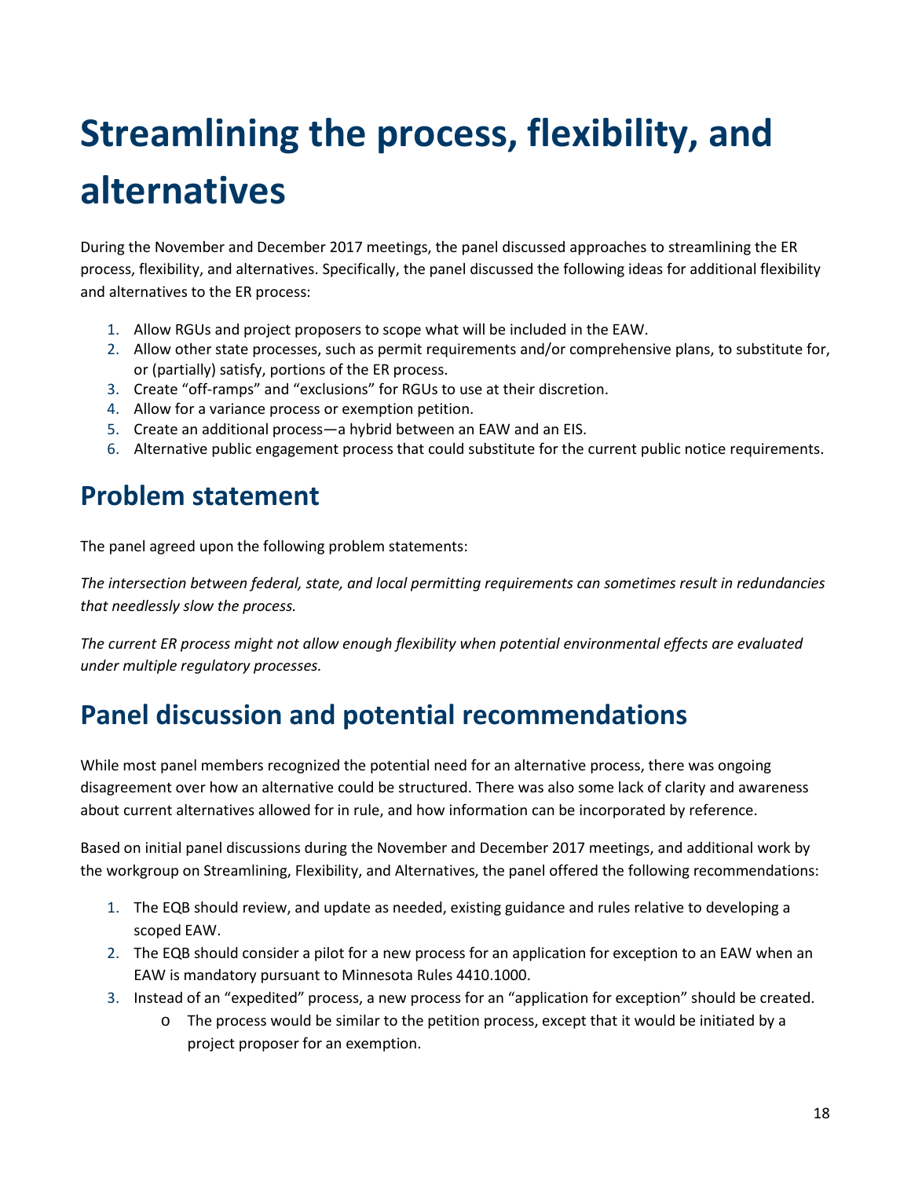# Streamlining the process, flexibility, and alternatives

During the November and December 2017 meetings, the panel discussed approaches to streamlining the ER process, flexibility, and alternatives. Specifically, the panel discussed the following ideas for additional flexibility and alternatives to the ER process:

1. Allow RGUs and project proposers to scope what will be included in the EAW.
2. Allow other state processes, such as permit requirements and/or comprehensive plans, to substitute for, or (partially) satisfy, portions of the ER process.
3. Create "off-ramps" and "exclusions" for RGUs to use at their discretion.
4. Allow for a variance process or exemption petition.
5. Create an additional process—a hybrid between an EAW and an EIS.
6. Alternative public engagement process that could substitute for the current public notice requirements.

## Problem statement

The panel agreed upon the following problem statements:

*The intersection between federal, state, and local permitting requirements can sometimes result in redundancies that needlessly slow the process.*

*The current ER process might not allow enough flexibility when potential environmental effects are evaluated under multiple regulatory processes.*

## Panel discussion and potential recommendations

While most panel members recognized the potential need for an alternative process, there was ongoing disagreement over how an alternative could be structured. There was also some lack of clarity and awareness about current alternatives allowed for in rule, and how information can be incorporated by reference.

Based on initial panel discussions during the November and December 2017 meetings, and additional work by the workgroup on Streamlining, Flexibility, and Alternatives, the panel offered the following recommendations:

1. The EQB should review, and update as needed, existing guidance and rules relative to developing a scoped EAW.
2. The EQB should consider a pilot for a new process for an application for exception to an EAW when an EAW is mandatory pursuant to Minnesota Rules 4410.1000.
3. Instead of an "expedited" process, a new process for an "application for exception" should be created.
   - The process would be similar to the petition process, except that it would be initiated by a project proposer for an exemption.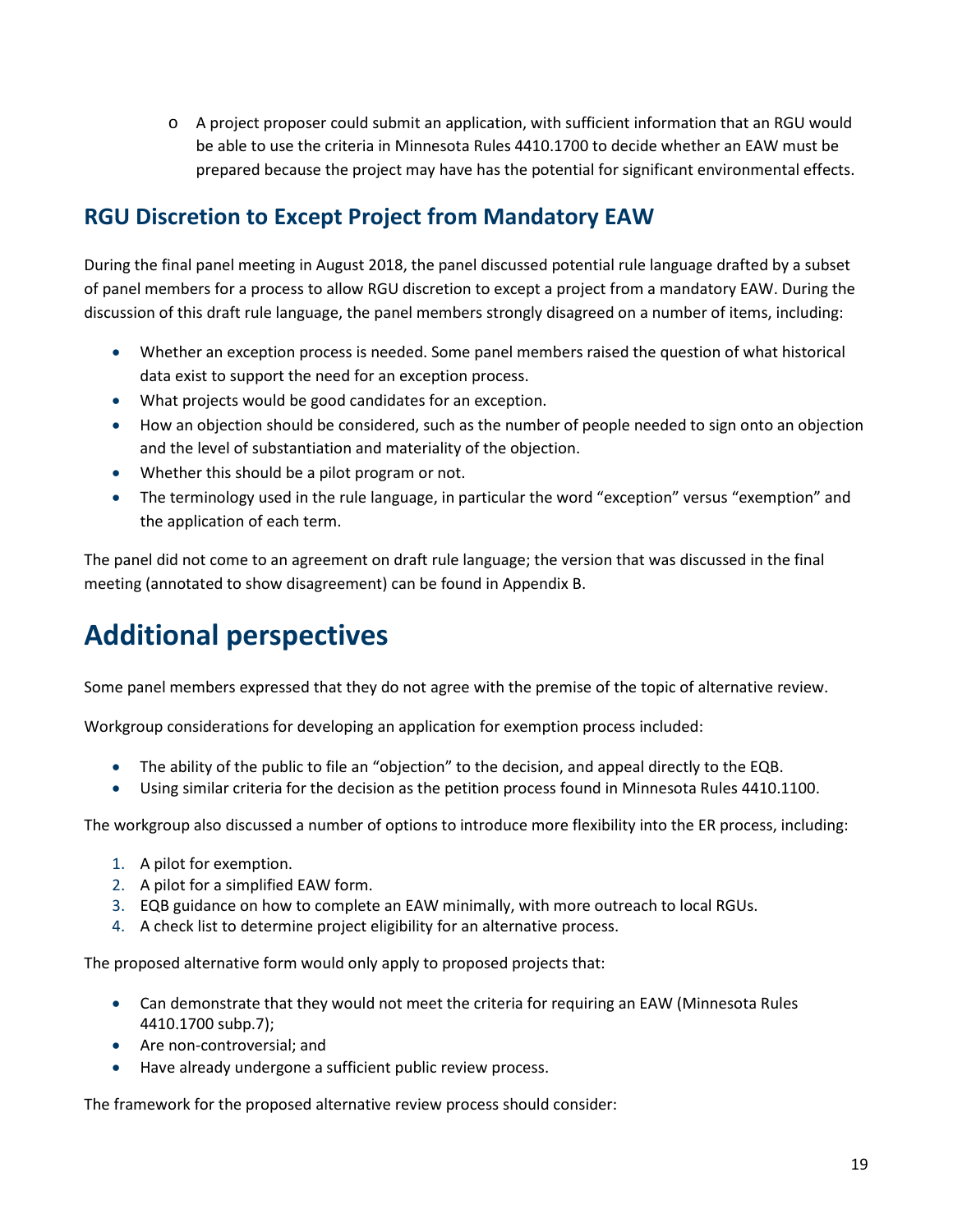- A project proposer could submit an application, with sufficient information that an RGU would be able to use the criteria in Minnesota Rules 4410.1700 to decide whether an EAW must be prepared because the project may have has the potential for significant environmental effects.

## RGU Discretion to Except Project from Mandatory EAW

During the final panel meeting in August 2018, the panel discussed potential rule language drafted by a subset of panel members for a process to allow RGU discretion to except a project from a mandatory EAW. During the discussion of this draft rule language, the panel members strongly disagreed on a number of items, including:

- Whether an exception process is needed. Some panel members raised the question of what historical data exist to support the need for an exception process.
- What projects would be good candidates for an exception.
- How an objection should be considered, such as the number of people needed to sign onto an objection and the level of substantiation and materiality of the objection.
- Whether this should be a pilot program or not.
- The terminology used in the rule language, in particular the word "exception" versus "exemption" and the application of each term.

The panel did not come to an agreement on draft rule language; the version that was discussed in the final meeting (annotated to show disagreement) can be found in Appendix B.

# Additional perspectives

Some panel members expressed that they do not agree with the premise of the topic of alternative review.

Workgroup considerations for developing an application for exemption process included:

- The ability of the public to file an "objection" to the decision, and appeal directly to the EQB.
- Using similar criteria for the decision as the petition process found in Minnesota Rules 4410.1100.

The workgroup also discussed a number of options to introduce more flexibility into the ER process, including:

1. A pilot for exemption.
2. A pilot for a simplified EAW form.
3. EQB guidance on how to complete an EAW minimally, with more outreach to local RGUs.
4. A check list to determine project eligibility for an alternative process.

The proposed alternative form would only apply to proposed projects that:

- Can demonstrate that they would not meet the criteria for requiring an EAW (Minnesota Rules 4410.1700 subp.7);
- Are non-controversial; and
- Have already undergone a sufficient public review process.

The framework for the proposed alternative review process should consider: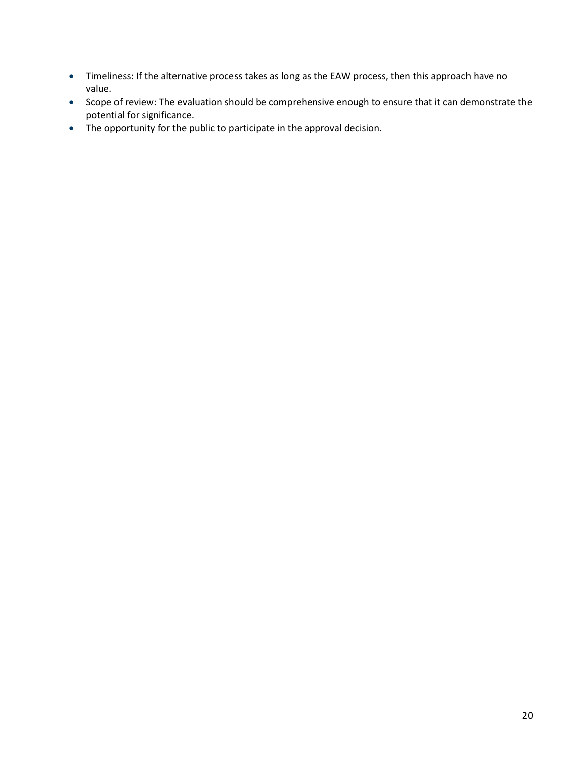- Timeliness: If the alternative process takes as long as the EAW process, then this approach have no value.
- Scope of review: The evaluation should be comprehensive enough to ensure that it can demonstrate the potential for significance.
- The opportunity for the public to participate in the approval decision.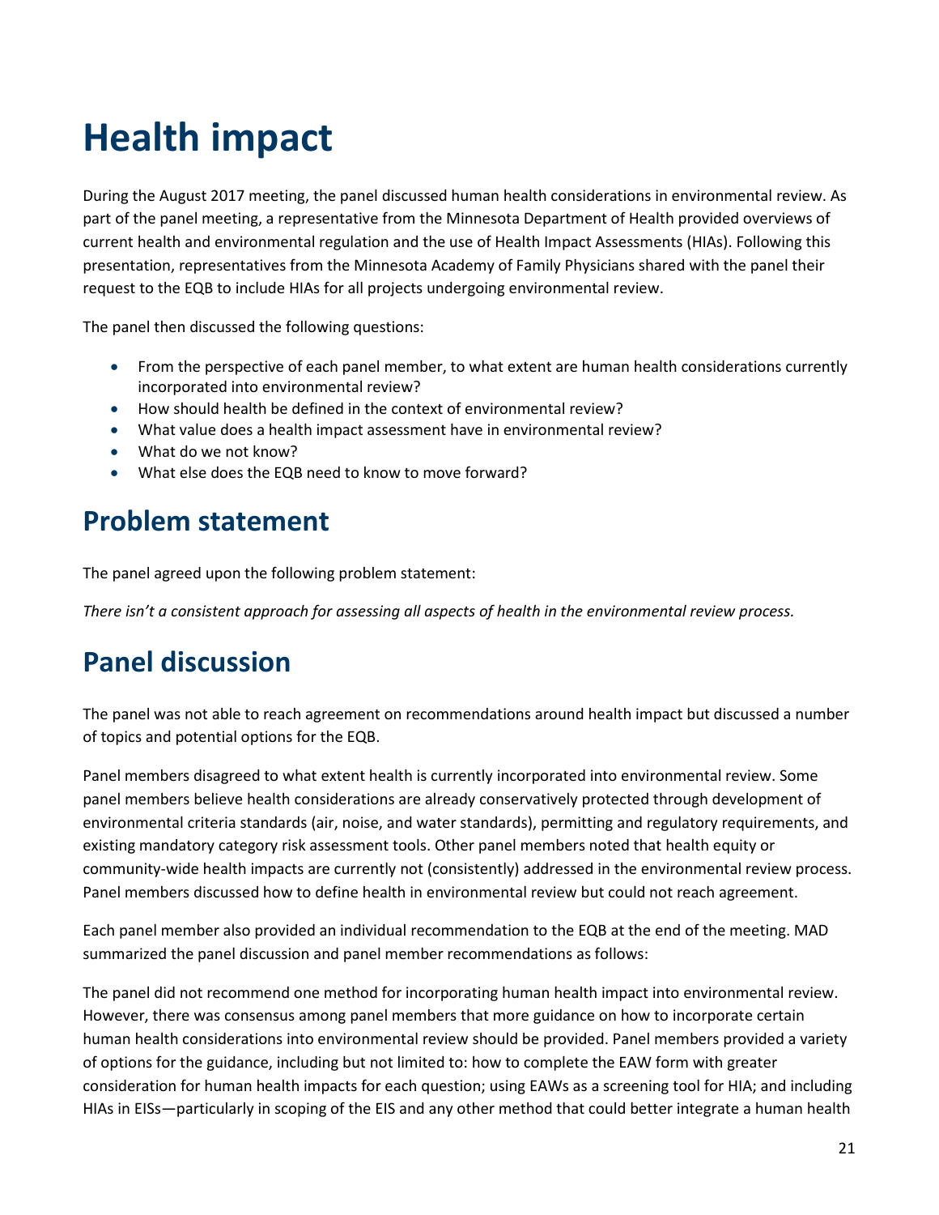# Health impact

During the August 2017 meeting, the panel discussed human health considerations in environmental review. As part of the panel meeting, a representative from the Minnesota Department of Health provided overviews of current health and environmental regulation and the use of Health Impact Assessments (HIAs). Following this presentation, representatives from the Minnesota Academy of Family Physicians shared with the panel their request to the EQB to include HIAs for all projects undergoing environmental review.

The panel then discussed the following questions:

- From the perspective of each panel member, to what extent are human health considerations currently incorporated into environmental review?
- How should health be defined in the context of environmental review?
- What value does a health impact assessment have in environmental review?
- What do we not know?
- What else does the EQB need to know to move forward?

## Problem statement

The panel agreed upon the following problem statement:

*There isn't a consistent approach for assessing all aspects of health in the environmental review process.*

## Panel discussion

The panel was not able to reach agreement on recommendations around health impact but discussed a number of topics and potential options for the EQB.

Panel members disagreed to what extent health is currently incorporated into environmental review. Some panel members believe health considerations are already conservatively protected through development of environmental criteria standards (air, noise, and water standards), permitting and regulatory requirements, and existing mandatory category risk assessment tools. Other panel members noted that health equity or community-wide health impacts are currently not (consistently) addressed in the environmental review process. Panel members discussed how to define health in environmental review but could not reach agreement.

Each panel member also provided an individual recommendation to the EQB at the end of the meeting. MAD summarized the panel discussion and panel member recommendations as follows:

The panel did not recommend one method for incorporating human health impact into environmental review. However, there was consensus among panel members that more guidance on how to incorporate certain human health considerations into environmental review should be provided. Panel members provided a variety of options for the guidance, including but not limited to: how to complete the EAW form with greater consideration for human health impacts for each question; using EAWs as a screening tool for HIA; and including HIAs in EISs—particularly in scoping of the EIS and any other method that could better integrate a human health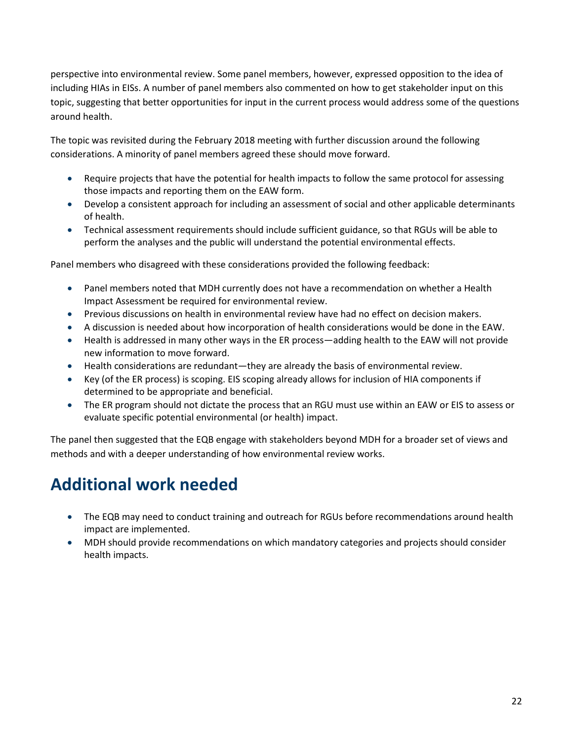perspective into environmental review. Some panel members, however, expressed opposition to the idea of including HIAs in EISs. A number of panel members also commented on how to get stakeholder input on this topic, suggesting that better opportunities for input in the current process would address some of the questions around health.

The topic was revisited during the February 2018 meeting with further discussion around the following considerations. A minority of panel members agreed these should move forward.

- Require projects that have the potential for health impacts to follow the same protocol for assessing those impacts and reporting them on the EAW form.
- Develop a consistent approach for including an assessment of social and other applicable determinants of health.
- Technical assessment requirements should include sufficient guidance, so that RGUs will be able to perform the analyses and the public will understand the potential environmental effects.

Panel members who disagreed with these considerations provided the following feedback:

- Panel members noted that MDH currently does not have a recommendation on whether a Health Impact Assessment be required for environmental review.
- Previous discussions on health in environmental review have had no effect on decision makers.
- A discussion is needed about how incorporation of health considerations would be done in the EAW.
- Health is addressed in many other ways in the ER process—adding health to the EAW will not provide new information to move forward.
- Health considerations are redundant—they are already the basis of environmental review.
- Key (of the ER process) is scoping. EIS scoping already allows for inclusion of HIA components if determined to be appropriate and beneficial.
- The ER program should not dictate the process that an RGU must use within an EAW or EIS to assess or evaluate specific potential environmental (or health) impact.

The panel then suggested that the EQB engage with stakeholders beyond MDH for a broader set of views and methods and with a deeper understanding of how environmental review works.

# Additional work needed

- The EQB may need to conduct training and outreach for RGUs before recommendations around health impact are implemented.
- MDH should provide recommendations on which mandatory categories and projects should consider health impacts.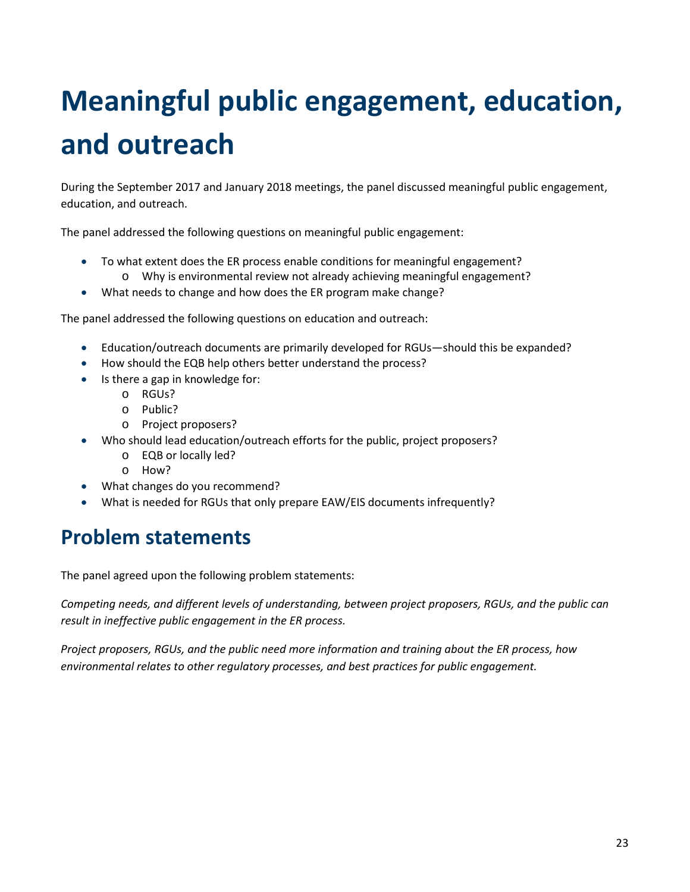# Meaningful public engagement, education, and outreach

During the September 2017 and January 2018 meetings, the panel discussed meaningful public engagement, education, and outreach.

The panel addressed the following questions on meaningful public engagement:

- To what extent does the ER process enable conditions for meaningful engagement?
  - Why is environmental review not already achieving meaningful engagement?
- What needs to change and how does the ER program make change?

The panel addressed the following questions on education and outreach:

- Education/outreach documents are primarily developed for RGUs—should this be expanded?
- How should the EQB help others better understand the process?
- Is there a gap in knowledge for:
  - RGUs?
  - Public?
  - Project proposers?
- Who should lead education/outreach efforts for the public, project proposers?
  - EQB or locally led?
  - How?
- What changes do you recommend?
- What is needed for RGUs that only prepare EAW/EIS documents infrequently?

## Problem statements

The panel agreed upon the following problem statements:

*Competing needs, and different levels of understanding, between project proposers, RGUs, and the public can result in ineffective public engagement in the ER process.*

*Project proposers, RGUs, and the public need more information and training about the ER process, how environmental relates to other regulatory processes, and best practices for public engagement.*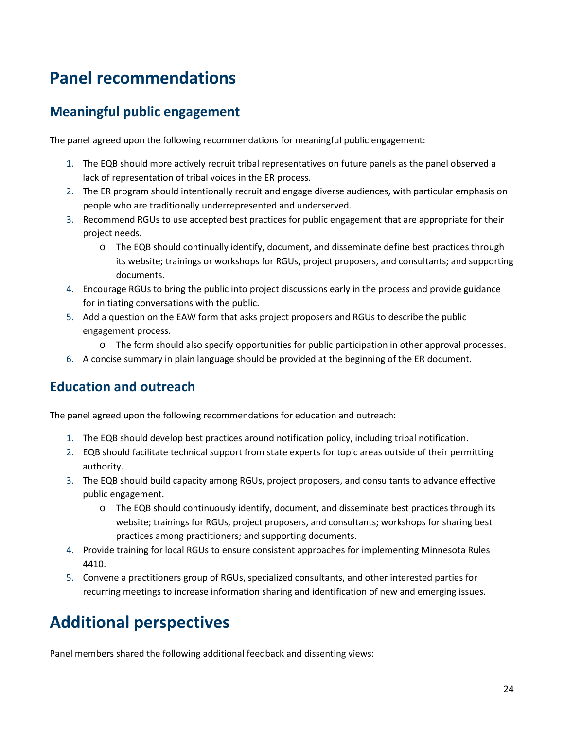# Panel recommendations

## Meaningful public engagement

The panel agreed upon the following recommendations for meaningful public engagement:

1. The EQB should more actively recruit tribal representatives on future panels as the panel observed a lack of representation of tribal voices in the ER process.
2. The ER program should intentionally recruit and engage diverse audiences, with particular emphasis on people who are traditionally underrepresented and underserved.
3. Recommend RGUs to use accepted best practices for public engagement that are appropriate for their project needs.
    - The EQB should continually identify, document, and disseminate define best practices through its website; trainings or workshops for RGUs, project proposers, and consultants; and supporting documents.
4. Encourage RGUs to bring the public into project discussions early in the process and provide guidance for initiating conversations with the public.
5. Add a question on the EAW form that asks project proposers and RGUs to describe the public engagement process.
    - The form should also specify opportunities for public participation in other approval processes.
6. A concise summary in plain language should be provided at the beginning of the ER document.

## Education and outreach

The panel agreed upon the following recommendations for education and outreach:

1. The EQB should develop best practices around notification policy, including tribal notification.
2. EQB should facilitate technical support from state experts for topic areas outside of their permitting authority.
3. The EQB should build capacity among RGUs, project proposers, and consultants to advance effective public engagement.
    - The EQB should continuously identify, document, and disseminate best practices through its website; trainings for RGUs, project proposers, and consultants; workshops for sharing best practices among practitioners; and supporting documents.
4. Provide training for local RGUs to ensure consistent approaches for implementing Minnesota Rules 4410.
5. Convene a practitioners group of RGUs, specialized consultants, and other interested parties for recurring meetings to increase information sharing and identification of new and emerging issues.

# Additional perspectives

Panel members shared the following additional feedback and dissenting views: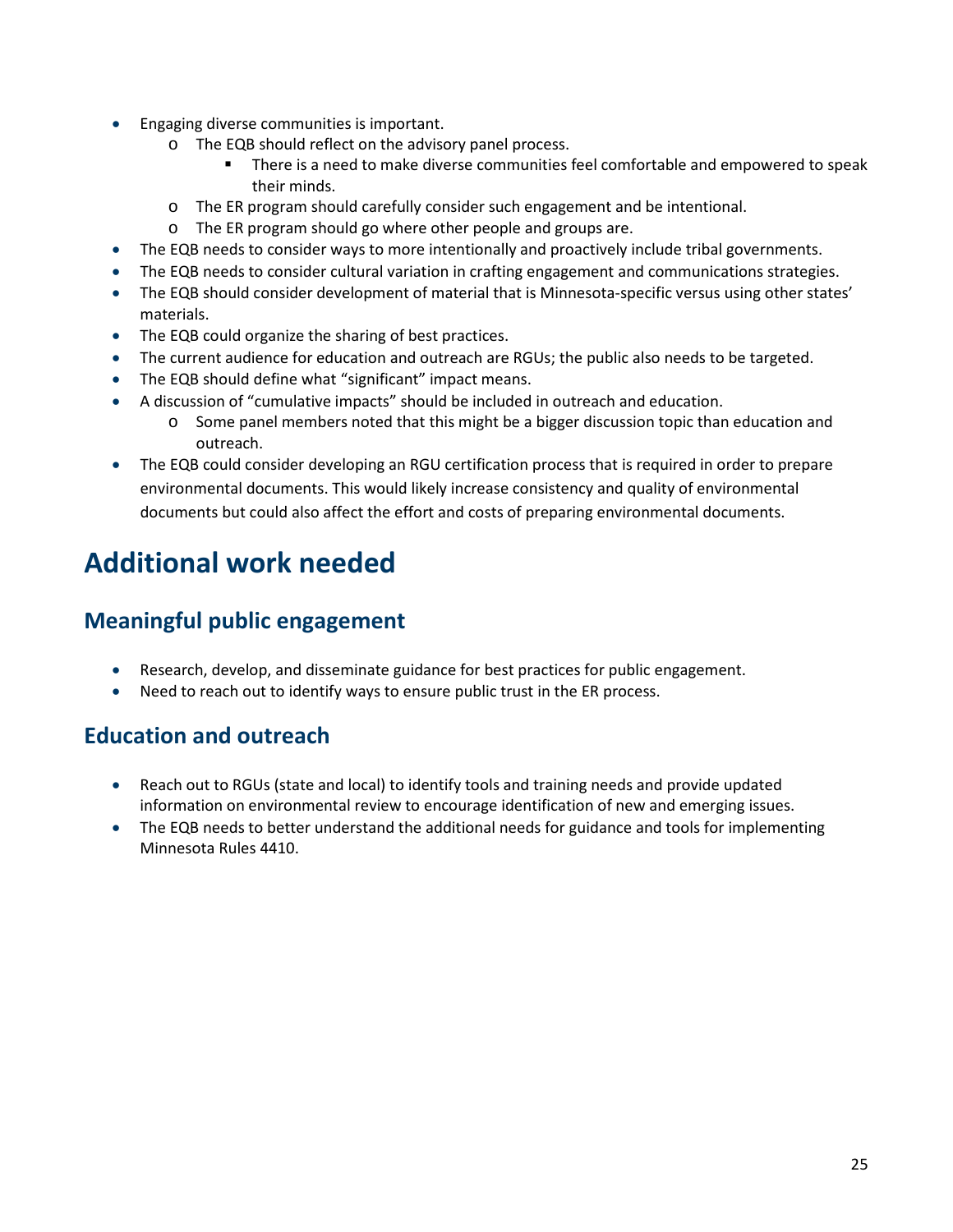- Engaging diverse communities is important.
  - The EQB should reflect on the advisory panel process.
    - There is a need to make diverse communities feel comfortable and empowered to speak their minds.
  - The ER program should carefully consider such engagement and be intentional.
  - The ER program should go where other people and groups are.
- The EQB needs to consider ways to more intentionally and proactively include tribal governments.
- The EQB needs to consider cultural variation in crafting engagement and communications strategies.
- The EQB should consider development of material that is Minnesota-specific versus using other states' materials.
- The EQB could organize the sharing of best practices.
- The current audience for education and outreach are RGUs; the public also needs to be targeted.
- The EQB should define what "significant" impact means.
- A discussion of "cumulative impacts" should be included in outreach and education.
  - Some panel members noted that this might be a bigger discussion topic than education and outreach.
- The EQB could consider developing an RGU certification process that is required in order to prepare environmental documents. This would likely increase consistency and quality of environmental documents but could also affect the effort and costs of preparing environmental documents.

# Additional work needed

## Meaningful public engagement

- Research, develop, and disseminate guidance for best practices for public engagement.
- Need to reach out to identify ways to ensure public trust in the ER process.

## Education and outreach

- Reach out to RGUs (state and local) to identify tools and training needs and provide updated information on environmental review to encourage identification of new and emerging issues.
- The EQB needs to better understand the additional needs for guidance and tools for implementing Minnesota Rules 4410.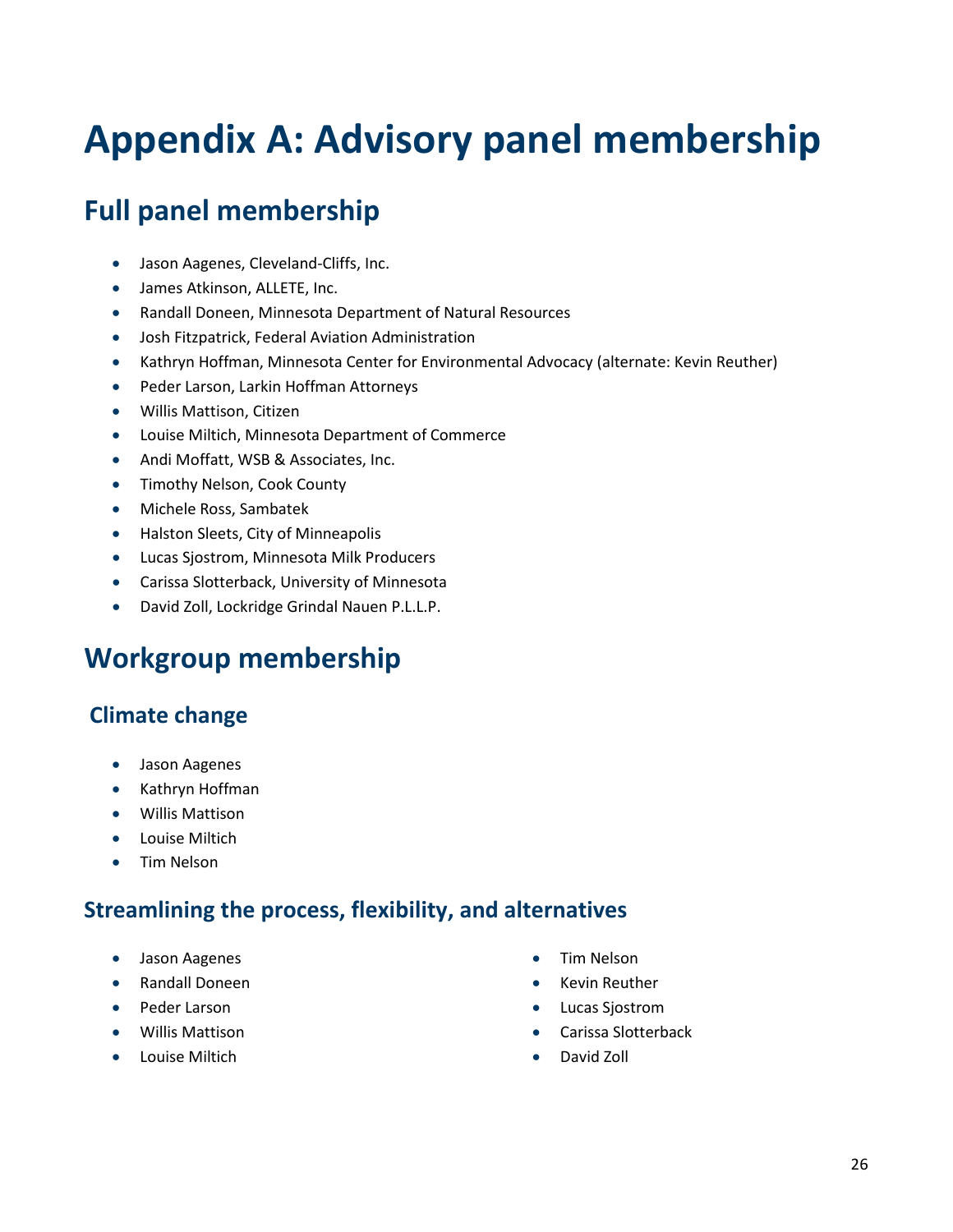# Appendix A: Advisory panel membership

## Full panel membership

- Jason Aagenes, Cleveland-Cliffs, Inc.
- James Atkinson, ALLETE, Inc.
- Randall Doneen, Minnesota Department of Natural Resources
- Josh Fitzpatrick, Federal Aviation Administration
- Kathryn Hoffman, Minnesota Center for Environmental Advocacy (alternate: Kevin Reuther)
- Peder Larson, Larkin Hoffman Attorneys
- Willis Mattison, Citizen
- Louise Miltich, Minnesota Department of Commerce
- Andi Moffatt, WSB & Associates, Inc.
- Timothy Nelson, Cook County
- Michele Ross, Sambatek
- Halston Sleets, City of Minneapolis
- Lucas Sjostrom, Minnesota Milk Producers
- Carissa Slotterback, University of Minnesota
- David Zoll, Lockridge Grindal Nauen P.L.L.P.

## Workgroup membership

### Climate change

- Jason Aagenes
- Kathryn Hoffman
- Willis Mattison
- Louise Miltich
- Tim Nelson

### Streamlining the process, flexibility, and alternatives

- Jason Aagenes
- Randall Doneen
- Peder Larson
- Willis Mattison
- Louise Miltich
- Tim Nelson
- Kevin Reuther
- Lucas Sjostrom
- Carissa Slotterback
- David Zoll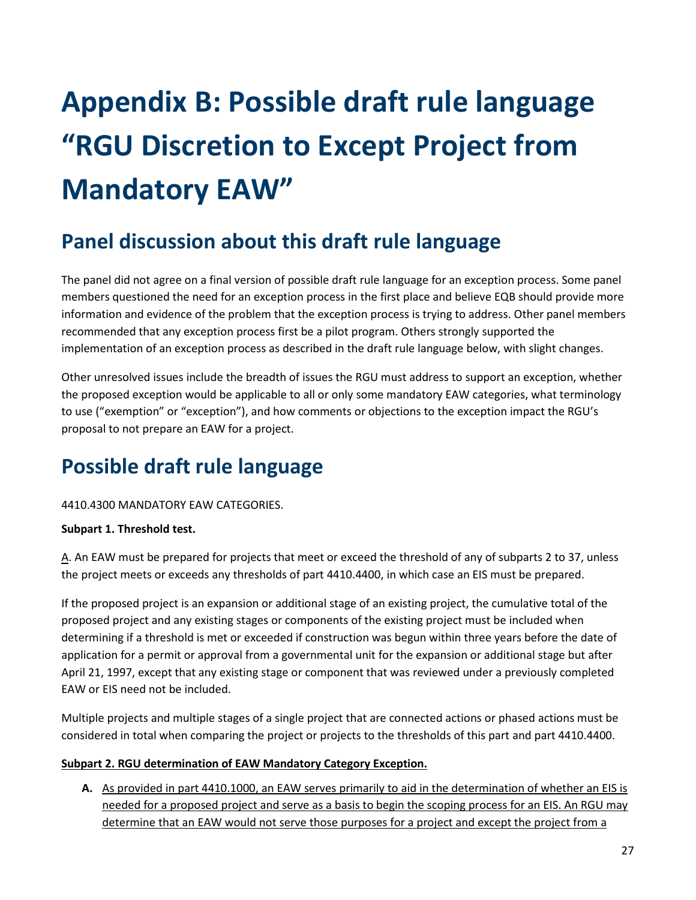# Appendix B: Possible draft rule language "RGU Discretion to Except Project from Mandatory EAW"

## Panel discussion about this draft rule language

The panel did not agree on a final version of possible draft rule language for an exception process. Some panel members questioned the need for an exception process in the first place and believe EQB should provide more information and evidence of the problem that the exception process is trying to address. Other panel members recommended that any exception process first be a pilot program. Others strongly supported the implementation of an exception process as described in the draft rule language below, with slight changes.

Other unresolved issues include the breadth of issues the RGU must address to support an exception, whether the proposed exception would be applicable to all or only some mandatory EAW categories, what terminology to use ("exemption" or "exception"), and how comments or objections to the exception impact the RGU's proposal to not prepare an EAW for a project.

## Possible draft rule language

4410.4300 MANDATORY EAW CATEGORIES.

**Subpart 1. Threshold test.**

<u>A</u>. An EAW must be prepared for projects that meet or exceed the threshold of any of subparts 2 to 37, unless the project meets or exceeds any thresholds of part 4410.4400, in which case an EIS must be prepared.

If the proposed project is an expansion or additional stage of an existing project, the cumulative total of the proposed project and any existing stages or components of the existing project must be included when determining if a threshold is met or exceeded if construction was begun within three years before the date of application for a permit or approval from a governmental unit for the expansion or additional stage but after April 21, 1997, except that any existing stage or component that was reviewed under a previously completed EAW or EIS need not be included.

Multiple projects and multiple stages of a single project that are connected actions or phased actions must be considered in total when comparing the project or projects to the thresholds of this part and part 4410.4400.

<u>**Subpart 2. RGU determination of EAW Mandatory Category Exception.**</u>

**A.** <u>As provided in part 4410.1000, an EAW serves primarily to aid in the determination of whether an EIS is needed for a proposed project and serve as a basis to begin the scoping process for an EIS. An RGU may determine that an EAW would not serve those purposes for a project and except the project from a</u>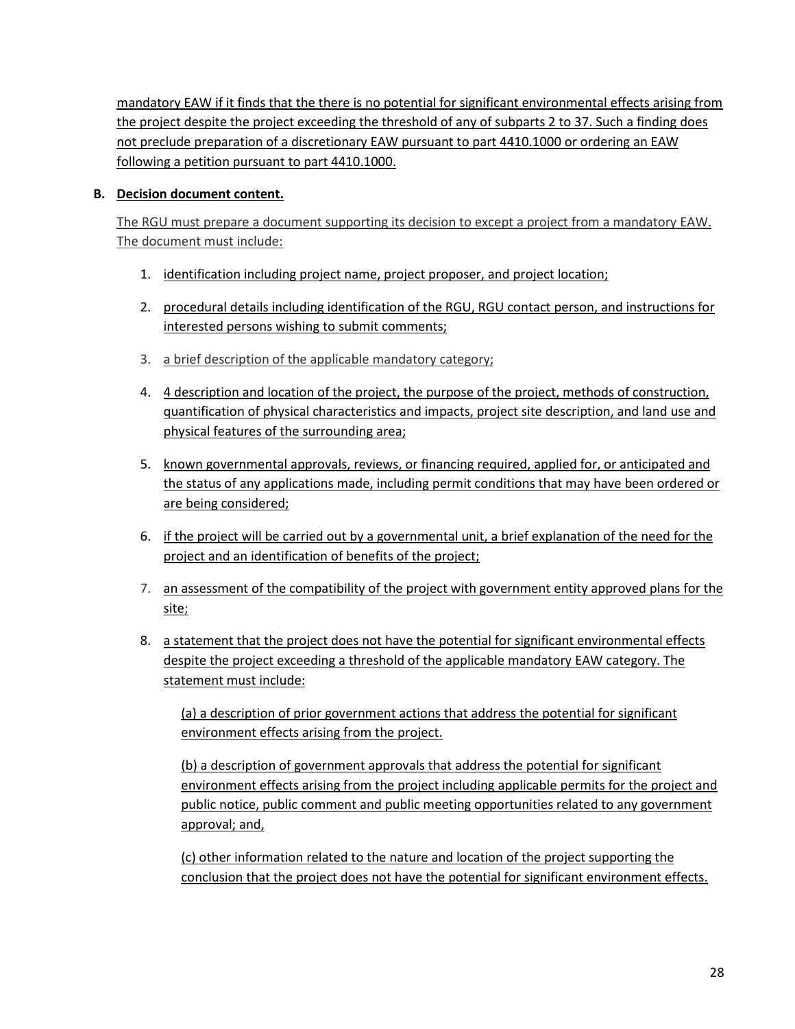mandatory EAW if it finds that the there is no potential for significant environmental effects arising from the project despite the project exceeding the threshold of any of subparts 2 to 37. Such a finding does not preclude preparation of a discretionary EAW pursuant to part 4410.1000 or ordering an EAW following a petition pursuant to part 4410.1000.

**B. Decision document content.**

The RGU must prepare a document supporting its decision to except a project from a mandatory EAW. The document must include:

1. identification including project name, project proposer, and project location;
2. procedural details including identification of the RGU, RGU contact person, and instructions for interested persons wishing to submit comments;
3. a brief description of the applicable mandatory category;
4. 4 description and location of the project, the purpose of the project, methods of construction, quantification of physical characteristics and impacts, project site description, and land use and physical features of the surrounding area;
5. known governmental approvals, reviews, or financing required, applied for, or anticipated and the status of any applications made, including permit conditions that may have been ordered or are being considered;
6. if the project will be carried out by a governmental unit, a brief explanation of the need for the project and an identification of benefits of the project;
7. an assessment of the compatibility of the project with government entity approved plans for the site;
8. a statement that the project does not have the potential for significant environmental effects despite the project exceeding a threshold of the applicable mandatory EAW category. The statement must include:

   (a) a description of prior government actions that address the potential for significant environment effects arising from the project.

   (b) a description of government approvals that address the potential for significant environment effects arising from the project including applicable permits for the project and public notice, public comment and public meeting opportunities related to any government approval; and,

   (c) other information related to the nature and location of the project supporting the conclusion that the project does not have the potential for significant environment effects.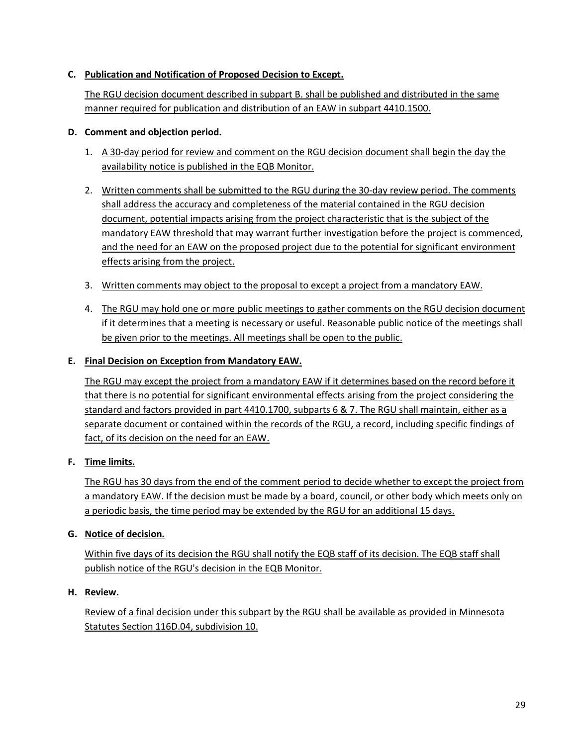**C. Publication and Notification of Proposed Decision to Except.**

The RGU decision document described in subpart B. shall be published and distributed in the same manner required for publication and distribution of an EAW in subpart 4410.1500.

**D. Comment and objection period.**

1. A 30-day period for review and comment on the RGU decision document shall begin the day the availability notice is published in the EQB Monitor.

2. Written comments shall be submitted to the RGU during the 30-day review period. The comments shall address the accuracy and completeness of the material contained in the RGU decision document, potential impacts arising from the project characteristic that is the subject of the mandatory EAW threshold that may warrant further investigation before the project is commenced, and the need for an EAW on the proposed project due to the potential for significant environment effects arising from the project.

3. Written comments may object to the proposal to except a project from a mandatory EAW.

4. The RGU may hold one or more public meetings to gather comments on the RGU decision document if it determines that a meeting is necessary or useful. Reasonable public notice of the meetings shall be given prior to the meetings. All meetings shall be open to the public.

**E. Final Decision on Exception from Mandatory EAW.**

The RGU may except the project from a mandatory EAW if it determines based on the record before it that there is no potential for significant environmental effects arising from the project considering the standard and factors provided in part 4410.1700, subparts 6 & 7. The RGU shall maintain, either as a separate document or contained within the records of the RGU, a record, including specific findings of fact, of its decision on the need for an EAW.

**F. Time limits.**

The RGU has 30 days from the end of the comment period to decide whether to except the project from a mandatory EAW. If the decision must be made by a board, council, or other body which meets only on a periodic basis, the time period may be extended by the RGU for an additional 15 days.

**G. Notice of decision.**

Within five days of its decision the RGU shall notify the EQB staff of its decision. The EQB staff shall publish notice of the RGU's decision in the EQB Monitor.

**H. Review.**

Review of a final decision under this subpart by the RGU shall be available as provided in Minnesota Statutes Section 116D.04, subdivision 10.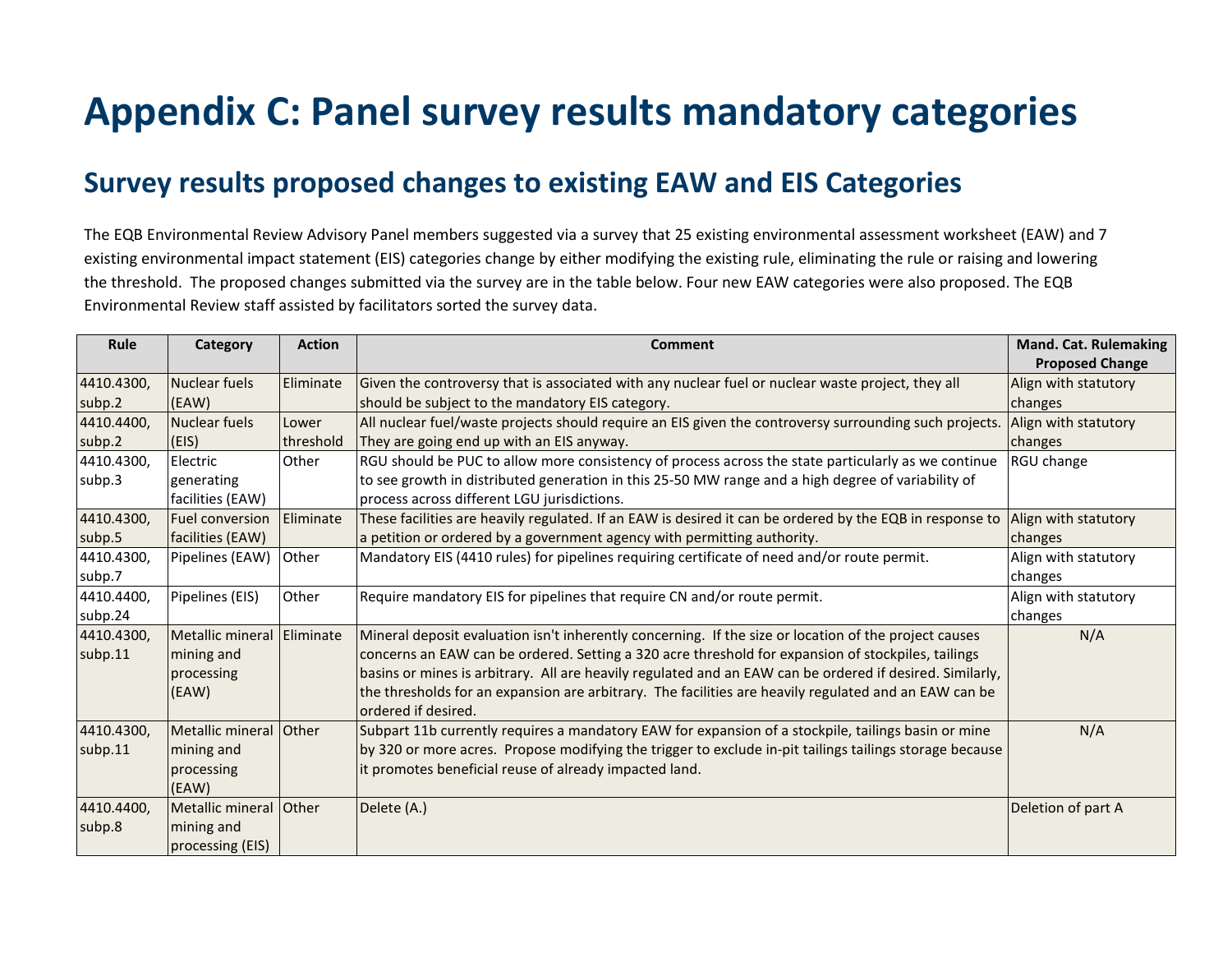# Appendix C: Panel survey results mandatory categories

## Survey results proposed changes to existing EAW and EIS Categories

The EQB Environmental Review Advisory Panel members suggested via a survey that 25 existing environmental assessment worksheet (EAW) and 7 existing environmental impact statement (EIS) categories change by either modifying the existing rule, eliminating the rule or raising and lowering the threshold. The proposed changes submitted via the survey are in the table below. Four new EAW categories were also proposed. The EQB Environmental Review staff assisted by facilitators sorted the survey data.

| Rule | Category | Action | Comment | Mand. Cat. Rulemaking Proposed Change |
|---|---|---|---|---|
| 4410.4300, subp.2 | Nuclear fuels (EAW) | Eliminate | Given the controversy that is associated with any nuclear fuel or nuclear waste project, they all should be subject to the mandatory EIS category. | Align with statutory changes |
| 4410.4400, subp.2 | Nuclear fuels (EIS) | Lower threshold | All nuclear fuel/waste projects should require an EIS given the controversy surrounding such projects. They are going end up with an EIS anyway. | Align with statutory changes |
| 4410.4300, subp.3 | Electric generating facilities (EAW) | Other | RGU should be PUC to allow more consistency of process across the state particularly as we continue to see growth in distributed generation in this 25-50 MW range and a high degree of variability of process across different LGU jurisdictions. | RGU change |
| 4410.4300, subp.5 | Fuel conversion facilities (EAW) | Eliminate | These facilities are heavily regulated. If an EAW is desired it can be ordered by the EQB in response to a petition or ordered by a government agency with permitting authority. | Align with statutory changes |
| 4410.4300, subp.7 | Pipelines (EAW) | Other | Mandatory EIS (4410 rules) for pipelines requiring certificate of need and/or route permit. | Align with statutory changes |
| 4410.4400, subp.24 | Pipelines (EIS) | Other | Require mandatory EIS for pipelines that require CN and/or route permit. | Align with statutory changes |
| 4410.4300, subp.11 | Metallic mineral mining and processing (EAW) | Eliminate | Mineral deposit evaluation isn't inherently concerning. If the size or location of the project causes concerns an EAW can be ordered. Setting a 320 acre threshold for expansion of stockpiles, tailings basins or mines is arbitrary. All are heavily regulated and an EAW can be ordered if desired. Similarly, the thresholds for an expansion are arbitrary. The facilities are heavily regulated and an EAW can be ordered if desired. | N/A |
| 4410.4300, subp.11 | Metallic mineral mining and processing (EAW) | Other | Subpart 11b currently requires a mandatory EAW for expansion of a stockpile, tailings basin or mine by 320 or more acres. Propose modifying the trigger to exclude in-pit tailings tailings storage because it promotes beneficial reuse of already impacted land. | N/A |
| 4410.4400, subp.8 | Metallic mineral mining and processing (EIS) | Other | Delete (A.) | Deletion of part A |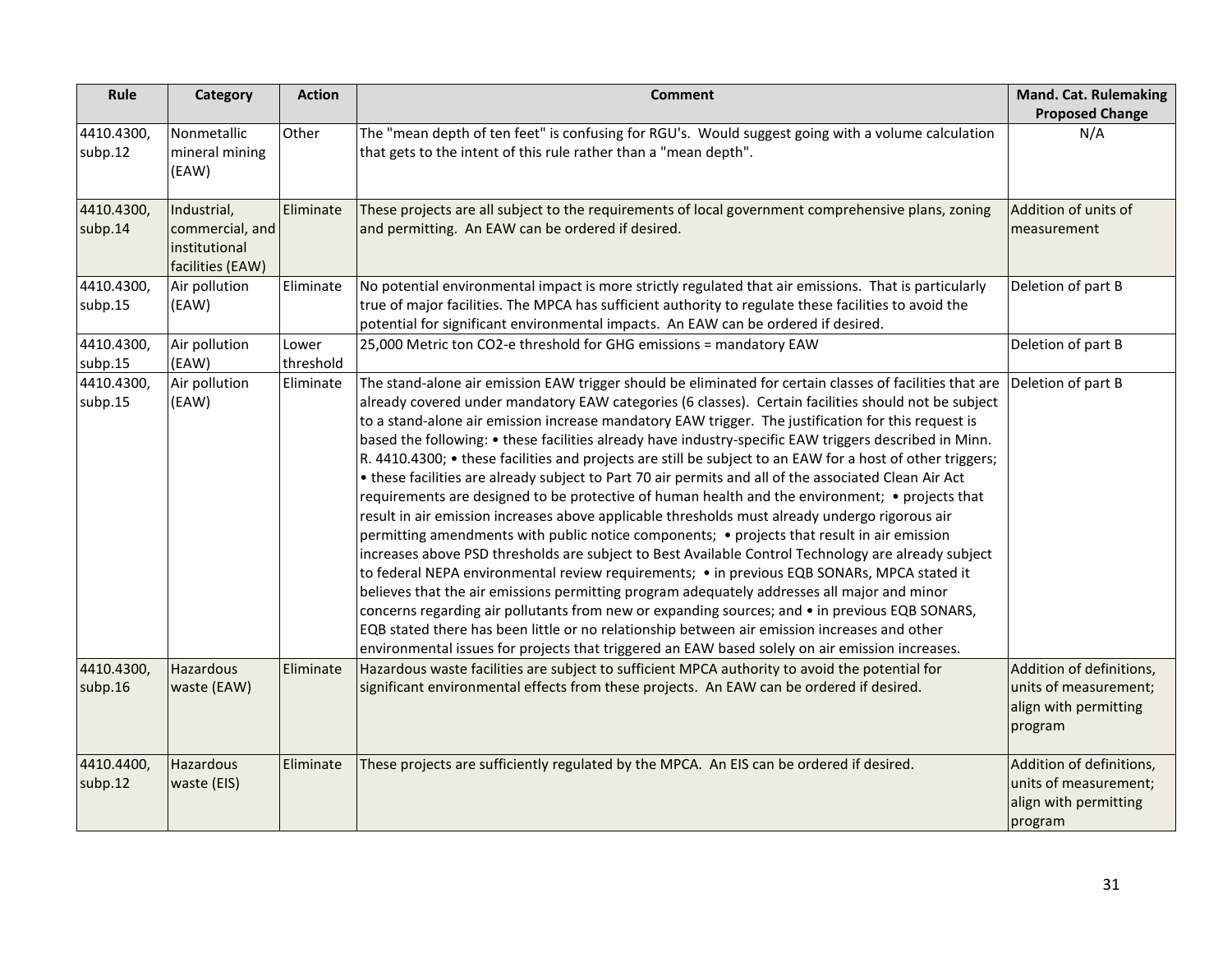| Rule | Category | Action | Comment | Mand. Cat. Rulemaking Proposed Change |
|---|---|---|---|---|
| 4410.4300, subp.12 | Nonmetallic mineral mining (EAW) | Other | The "mean depth of ten feet" is confusing for RGU's. Would suggest going with a volume calculation that gets to the intent of this rule rather than a "mean depth". | N/A |
| 4410.4300, subp.14 | Industrial, commercial, and institutional facilities (EAW) | Eliminate | These projects are all subject to the requirements of local government comprehensive plans, zoning and permitting. An EAW can be ordered if desired. | Addition of units of measurement |
| 4410.4300, subp.15 | Air pollution (EAW) | Eliminate | No potential environmental impact is more strictly regulated that air emissions. That is particularly true of major facilities. The MPCA has sufficient authority to regulate these facilities to avoid the potential for significant environmental impacts. An EAW can be ordered if desired. | Deletion of part B |
| 4410.4300, subp.15 | Air pollution (EAW) | Lower threshold | 25,000 Metric ton CO2-e threshold for GHG emissions = mandatory EAW | Deletion of part B |
| 4410.4300, subp.15 | Air pollution (EAW) | Eliminate | The stand-alone air emission EAW trigger should be eliminated for certain classes of facilities that are already covered under mandatory EAW categories (6 classes). Certain facilities should not be subject to a stand-alone air emission increase mandatory EAW trigger. The justification for this request is based the following: • these facilities already have industry-specific EAW triggers described in Minn. R. 4410.4300; • these facilities and projects are still be subject to an EAW for a host of other triggers; • these facilities are already subject to Part 70 air permits and all of the associated Clean Air Act requirements are designed to be protective of human health and the environment; • projects that result in air emission increases above applicable thresholds must already undergo rigorous air permitting amendments with public notice components; • projects that result in air emission increases above PSD thresholds are subject to Best Available Control Technology are already subject to federal NEPA environmental review requirements; • in previous EQB SONARs, MPCA stated it believes that the air emissions permitting program adequately addresses all major and minor concerns regarding air pollutants from new or expanding sources; and • in previous EQB SONARS, EQB stated there has been little or no relationship between air emission increases and other environmental issues for projects that triggered an EAW based solely on air emission increases. | Deletion of part B |
| 4410.4300, subp.16 | Hazardous waste (EAW) | Eliminate | Hazardous waste facilities are subject to sufficient MPCA authority to avoid the potential for significant environmental effects from these projects. An EAW can be ordered if desired. | Addition of definitions, units of measurement; align with permitting program |
| 4410.4400, subp.12 | Hazardous waste (EIS) | Eliminate | These projects are sufficiently regulated by the MPCA. An EIS can be ordered if desired. | Addition of definitions, units of measurement; align with permitting program |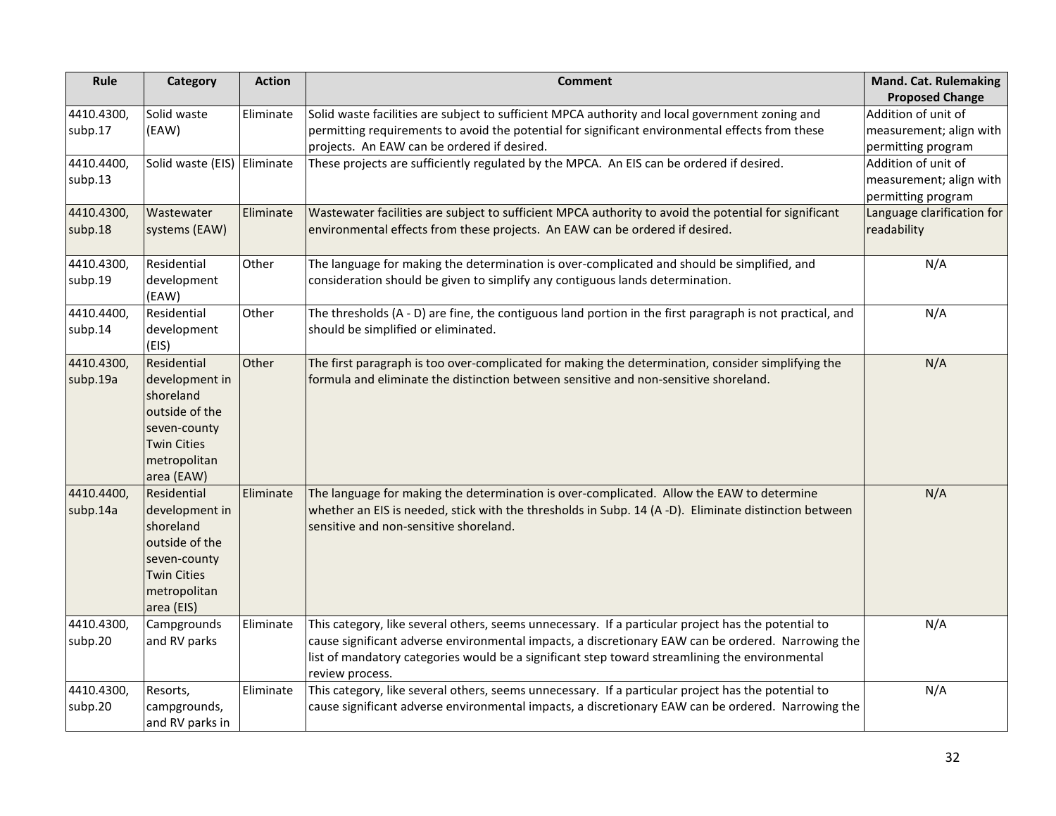| Rule | Category | Action | Comment | Mand. Cat. Rulemaking Proposed Change |
|---|---|---|---|---|
| 4410.4300, subp.17 | Solid waste (EAW) | Eliminate | Solid waste facilities are subject to sufficient MPCA authority and local government zoning and permitting requirements to avoid the potential for significant environmental effects from these projects. An EAW can be ordered if desired. | Addition of unit of measurement; align with permitting program |
| 4410.4400, subp.13 | Solid waste (EIS) | Eliminate | These projects are sufficiently regulated by the MPCA. An EIS can be ordered if desired. | Addition of unit of measurement; align with permitting program |
| 4410.4300, subp.18 | Wastewater systems (EAW) | Eliminate | Wastewater facilities are subject to sufficient MPCA authority to avoid the potential for significant environmental effects from these projects. An EAW can be ordered if desired. | Language clarification for readability |
| 4410.4300, subp.19 | Residential development (EAW) | Other | The language for making the determination is over-complicated and should be simplified, and consideration should be given to simplify any contiguous lands determination. | N/A |
| 4410.4400, subp.14 | Residential development (EIS) | Other | The thresholds (A - D) are fine, the contiguous land portion in the first paragraph is not practical, and should be simplified or eliminated. | N/A |
| 4410.4300, subp.19a | Residential development in shoreland outside of the seven-county Twin Cities metropolitan area (EAW) | Other | The first paragraph is too over-complicated for making the determination, consider simplifying the formula and eliminate the distinction between sensitive and non-sensitive shoreland. | N/A |
| 4410.4400, subp.14a | Residential development in shoreland outside of the seven-county Twin Cities metropolitan area (EIS) | Eliminate | The language for making the determination is over-complicated. Allow the EAW to determine whether an EIS is needed, stick with the thresholds in Subp. 14 (A -D). Eliminate distinction between sensitive and non-sensitive shoreland. | N/A |
| 4410.4300, subp.20 | Campgrounds and RV parks | Eliminate | This category, like several others, seems unnecessary. If a particular project has the potential to cause significant adverse environmental impacts, a discretionary EAW can be ordered. Narrowing the list of mandatory categories would be a significant step toward streamlining the environmental review process. | N/A |
| 4410.4300, subp.20 | Resorts, campgrounds, and RV parks in | Eliminate | This category, like several others, seems unnecessary. If a particular project has the potential to cause significant adverse environmental impacts, a discretionary EAW can be ordered. Narrowing the | N/A |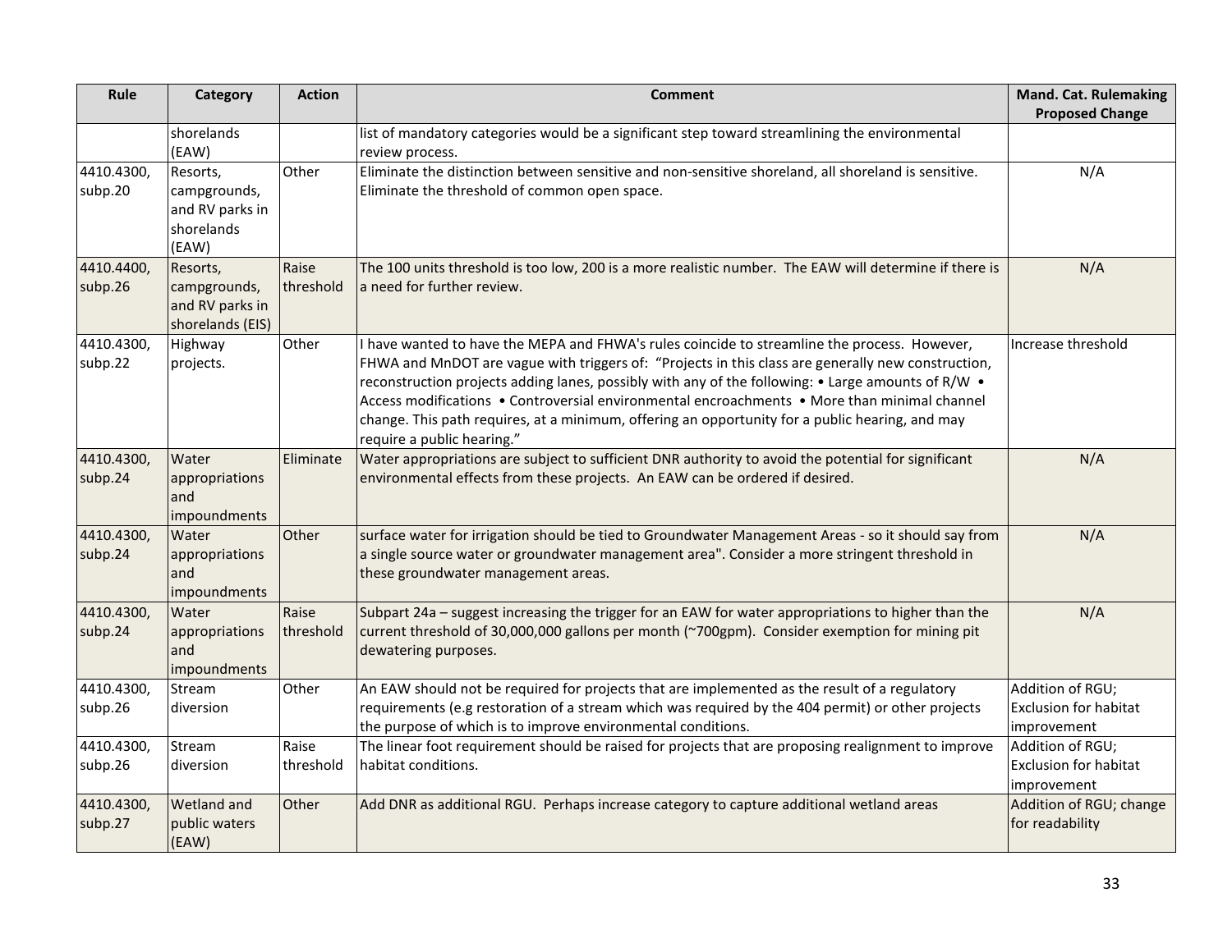| Rule | Category | Action | Comment | Mand. Cat. Rulemaking Proposed Change |
|---|---|---|---|---|
| | shorelands (EAW) | | list of mandatory categories would be a significant step toward streamlining the environmental review process. | |
| 4410.4300, subp.20 | Resorts, campgrounds, and RV parks in shorelands (EAW) | Other | Eliminate the distinction between sensitive and non-sensitive shoreland, all shoreland is sensitive. Eliminate the threshold of common open space. | N/A |
| 4410.4400, subp.26 | Resorts, campgrounds, and RV parks in shorelands (EIS) | Raise threshold | The 100 units threshold is too low, 200 is a more realistic number. The EAW will determine if there is a need for further review. | N/A |
| 4410.4300, subp.22 | Highway projects. | Other | I have wanted to have the MEPA and FHWA's rules coincide to streamline the process. However, FHWA and MnDOT are vague with triggers of: "Projects in this class are generally new construction, reconstruction projects adding lanes, possibly with any of the following: • Large amounts of R/W • Access modifications • Controversial environmental encroachments • More than minimal channel change. This path requires, at a minimum, offering an opportunity for a public hearing, and may require a public hearing." | Increase threshold |
| 4410.4300, subp.24 | Water appropriations and impoundments | Eliminate | Water appropriations are subject to sufficient DNR authority to avoid the potential for significant environmental effects from these projects. An EAW can be ordered if desired. | N/A |
| 4410.4300, subp.24 | Water appropriations and impoundments | Other | surface water for irrigation should be tied to Groundwater Management Areas - so it should say from a single source water or groundwater management area". Consider a more stringent threshold in these groundwater management areas. | N/A |
| 4410.4300, subp.24 | Water appropriations and impoundments | Raise threshold | Subpart 24a – suggest increasing the trigger for an EAW for water appropriations to higher than the current threshold of 30,000,000 gallons per month (~700gpm). Consider exemption for mining pit dewatering purposes. | N/A |
| 4410.4300, subp.26 | Stream diversion | Other | An EAW should not be required for projects that are implemented as the result of a regulatory requirements (e.g restoration of a stream which was required by the 404 permit) or other projects the purpose of which is to improve environmental conditions. | Addition of RGU; Exclusion for habitat improvement |
| 4410.4300, subp.26 | Stream diversion | Raise threshold | The linear foot requirement should be raised for projects that are proposing realignment to improve habitat conditions. | Addition of RGU; Exclusion for habitat improvement |
| 4410.4300, subp.27 | Wetland and public waters (EAW) | Other | Add DNR as additional RGU. Perhaps increase category to capture additional wetland areas | Addition of RGU; change for readability |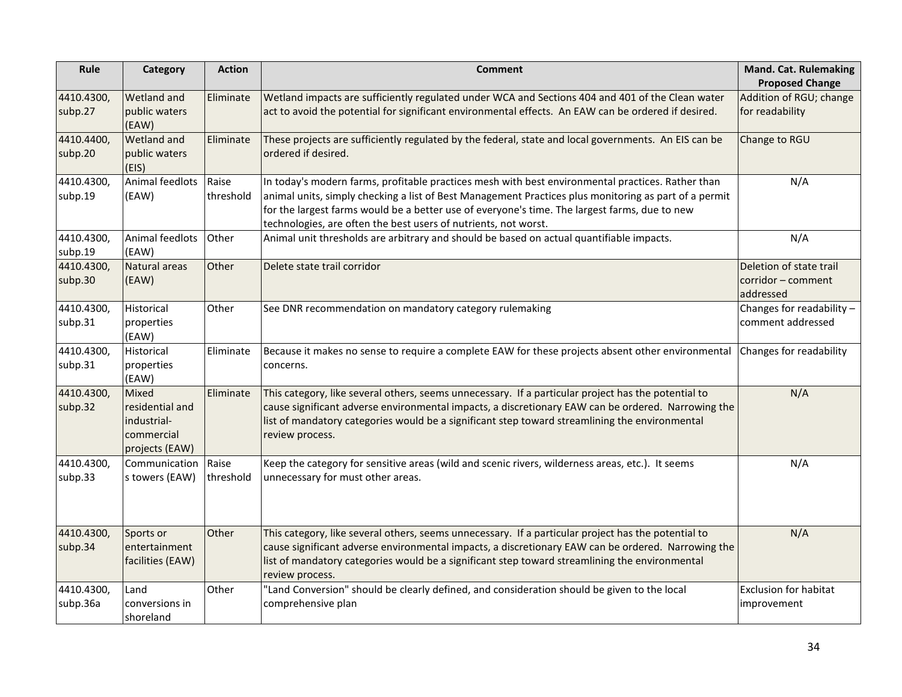| Rule | Category | Action | Comment | Mand. Cat. Rulemaking Proposed Change |
|---|---|---|---|---|
| 4410.4300, subp.27 | Wetland and public waters (EAW) | Eliminate | Wetland impacts are sufficiently regulated under WCA and Sections 404 and 401 of the Clean water act to avoid the potential for significant environmental effects. An EAW can be ordered if desired. | Addition of RGU; change for readability |
| 4410.4400, subp.20 | Wetland and public waters (EIS) | Eliminate | These projects are sufficiently regulated by the federal, state and local governments. An EIS can be ordered if desired. | Change to RGU |
| 4410.4300, subp.19 | Animal feedlots (EAW) | Raise threshold | In today's modern farms, profitable practices mesh with best environmental practices. Rather than animal units, simply checking a list of Best Management Practices plus monitoring as part of a permit for the largest farms would be a better use of everyone's time. The largest farms, due to new technologies, are often the best users of nutrients, not worst. | N/A |
| 4410.4300, subp.19 | Animal feedlots (EAW) | Other | Animal unit thresholds are arbitrary and should be based on actual quantifiable impacts. | N/A |
| 4410.4300, subp.30 | Natural areas (EAW) | Other | Delete state trail corridor | Deletion of state trail corridor – comment addressed |
| 4410.4300, subp.31 | Historical properties (EAW) | Other | See DNR recommendation on mandatory category rulemaking | Changes for readability – comment addressed |
| 4410.4300, subp.31 | Historical properties (EAW) | Eliminate | Because it makes no sense to require a complete EAW for these projects absent other environmental concerns. | Changes for readability |
| 4410.4300, subp.32 | Mixed residential and industrial-commercial projects (EAW) | Eliminate | This category, like several others, seems unnecessary. If a particular project has the potential to cause significant adverse environmental impacts, a discretionary EAW can be ordered. Narrowing the list of mandatory categories would be a significant step toward streamlining the environmental review process. | N/A |
| 4410.4300, subp.33 | Communications towers (EAW) | Raise threshold | Keep the category for sensitive areas (wild and scenic rivers, wilderness areas, etc.). It seems unnecessary for must other areas. | N/A |
| 4410.4300, subp.34 | Sports or entertainment facilities (EAW) | Other | This category, like several others, seems unnecessary. If a particular project has the potential to cause significant adverse environmental impacts, a discretionary EAW can be ordered. Narrowing the list of mandatory categories would be a significant step toward streamlining the environmental review process. | N/A |
| 4410.4300, subp.36a | Land conversions in shoreland | Other | "Land Conversion" should be clearly defined, and consideration should be given to the local comprehensive plan | Exclusion for habitat improvement |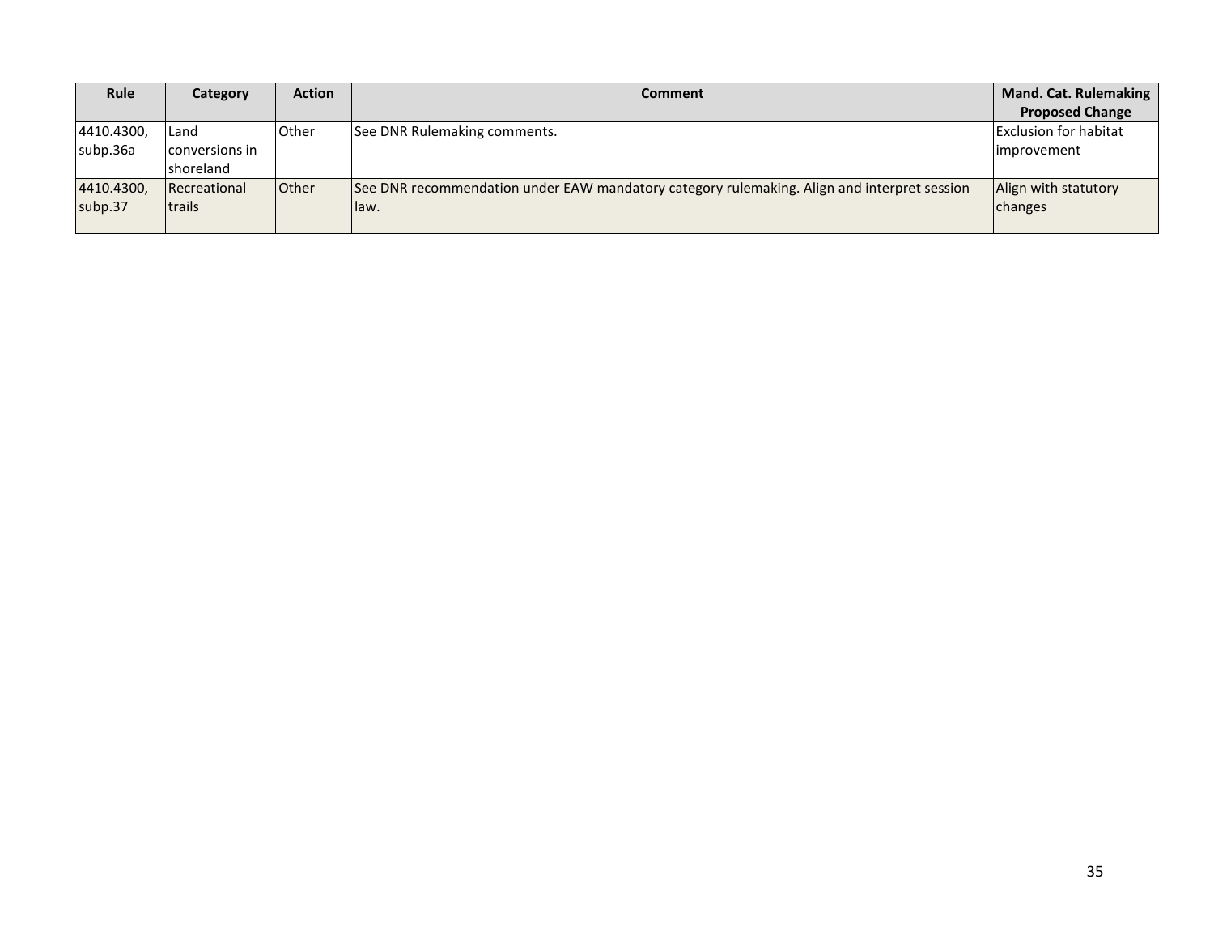| Rule | Category | Action | Comment | Mand. Cat. Rulemaking Proposed Change |
| --- | --- | --- | --- | --- |
| 4410.4300, subp.36a | Land conversions in shoreland | Other | See DNR Rulemaking comments. | Exclusion for habitat improvement |
| 4410.4300, subp.37 | Recreational trails | Other | See DNR recommendation under EAW mandatory category rulemaking. Align and interpret session law. | Align with statutory changes |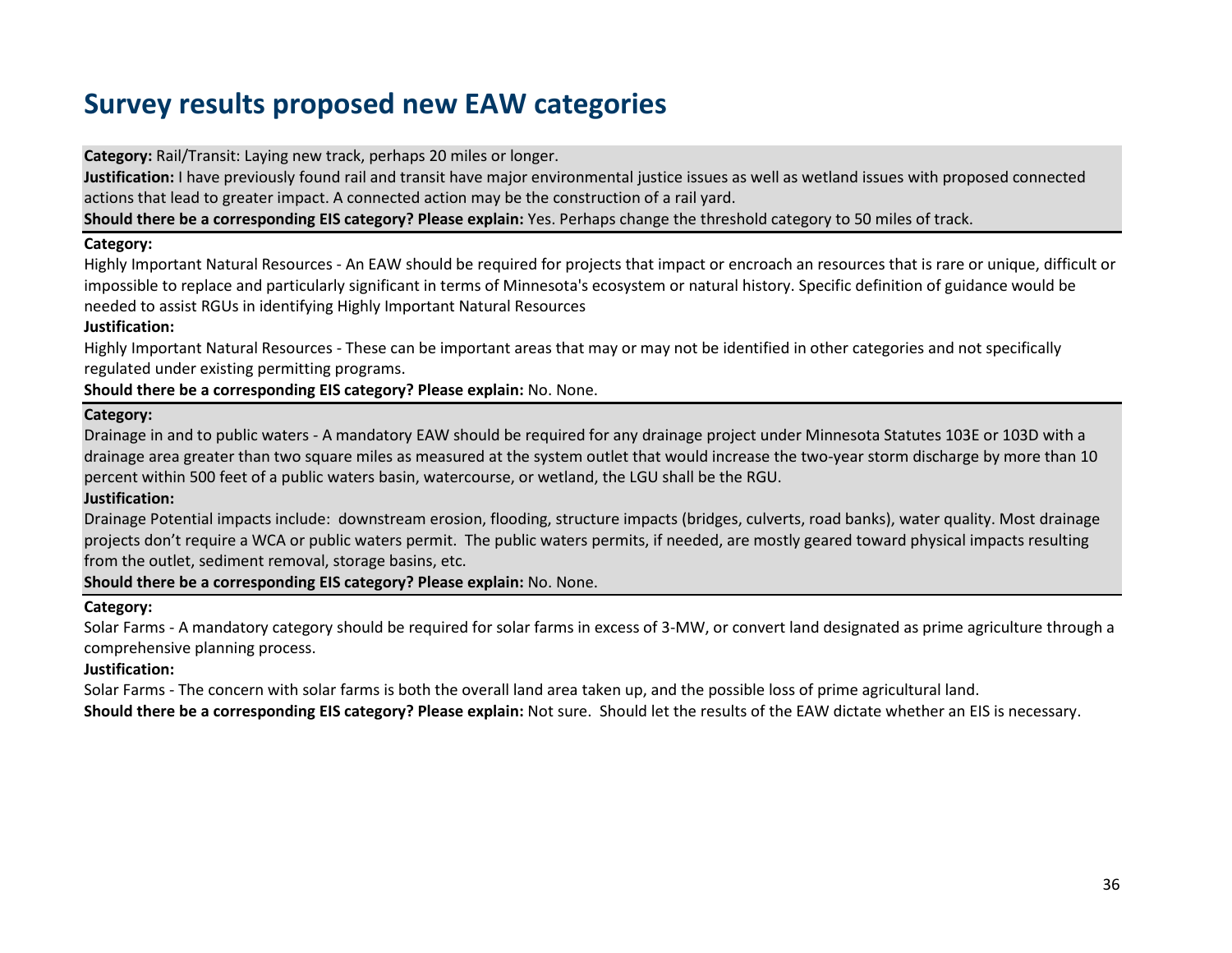# Survey results proposed new EAW categories

**Category:** Rail/Transit: Laying new track, perhaps 20 miles or longer.

**Justification:** I have previously found rail and transit have major environmental justice issues as well as wetland issues with proposed connected actions that lead to greater impact. A connected action may be the construction of a rail yard.

**Should there be a corresponding EIS category? Please explain:** Yes. Perhaps change the threshold category to 50 miles of track.

---

**Category:**

Highly Important Natural Resources - An EAW should be required for projects that impact or encroach an resources that is rare or unique, difficult or impossible to replace and particularly significant in terms of Minnesota's ecosystem or natural history. Specific definition of guidance would be needed to assist RGUs in identifying Highly Important Natural Resources

**Justification:**

Highly Important Natural Resources - These can be important areas that may or may not be identified in other categories and not specifically regulated under existing permitting programs.

**Should there be a corresponding EIS category? Please explain:** No. None.

---

**Category:**

Drainage in and to public waters - A mandatory EAW should be required for any drainage project under Minnesota Statutes 103E or 103D with a drainage area greater than two square miles as measured at the system outlet that would increase the two-year storm discharge by more than 10 percent within 500 feet of a public waters basin, watercourse, or wetland, the LGU shall be the RGU.

**Justification:**

Drainage Potential impacts include: downstream erosion, flooding, structure impacts (bridges, culverts, road banks), water quality. Most drainage projects don't require a WCA or public waters permit. The public waters permits, if needed, are mostly geared toward physical impacts resulting from the outlet, sediment removal, storage basins, etc.

**Should there be a corresponding EIS category? Please explain:** No. None.

---

**Category:**

Solar Farms - A mandatory category should be required for solar farms in excess of 3-MW, or convert land designated as prime agriculture through a comprehensive planning process.

**Justification:**

Solar Farms - The concern with solar farms is both the overall land area taken up, and the possible loss of prime agricultural land.

**Should there be a corresponding EIS category? Please explain:** Not sure. Should let the results of the EAW dictate whether an EIS is necessary.